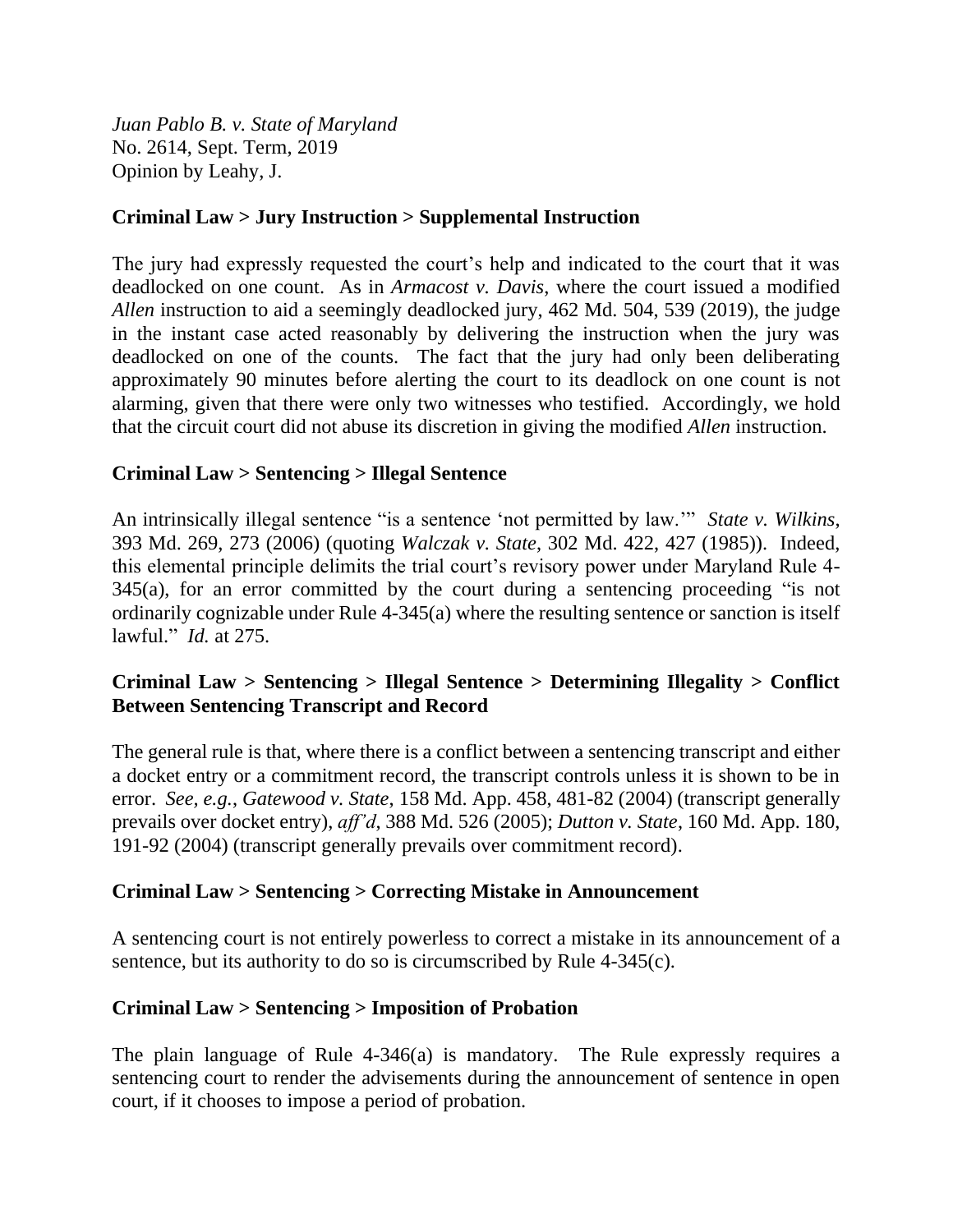*Juan Pablo B. v. State of Maryland*
No. 2614, Sept. Term, 2019
Opinion by Leahy, J.

**Criminal Law > Jury Instruction > Supplemental Instruction**

The jury had expressly requested the court's help and indicated to the court that it was deadlocked on one count. As in *Armacost v. Davis*, where the court issued a modified *Allen* instruction to aid a seemingly deadlocked jury, 462 Md. 504, 539 (2019), the judge in the instant case acted reasonably by delivering the instruction when the jury was deadlocked on one of the counts. The fact that the jury had only been deliberating approximately 90 minutes before alerting the court to its deadlock on one count is not alarming, given that there were only two witnesses who testified. Accordingly, we hold that the circuit court did not abuse its discretion in giving the modified *Allen* instruction.

**Criminal Law > Sentencing > Illegal Sentence**

An intrinsically illegal sentence "is a sentence 'not permitted by law.'" *State v. Wilkins*, 393 Md. 269, 273 (2006) (quoting *Walczak v. State*, 302 Md. 422, 427 (1985)). Indeed, this elemental principle delimits the trial court's revisory power under Maryland Rule 4-345(a), for an error committed by the court during a sentencing proceeding "is not ordinarily cognizable under Rule 4-345(a) where the resulting sentence or sanction is itself lawful." *Id.* at 275.

**Criminal Law > Sentencing > Illegal Sentence > Determining Illegality > Conflict Between Sentencing Transcript and Record**

The general rule is that, where there is a conflict between a sentencing transcript and either a docket entry or a commitment record, the transcript controls unless it is shown to be in error. *See, e.g.*, *Gatewood v. State*, 158 Md. App. 458, 481-82 (2004) (transcript generally prevails over docket entry), *aff'd*, 388 Md. 526 (2005); *Dutton v. State*, 160 Md. App. 180, 191-92 (2004) (transcript generally prevails over commitment record).

**Criminal Law > Sentencing > Correcting Mistake in Announcement**

A sentencing court is not entirely powerless to correct a mistake in its announcement of a sentence, but its authority to do so is circumscribed by Rule 4-345(c).

**Criminal Law > Sentencing > Imposition of Probation**

The plain language of Rule 4-346(a) is mandatory. The Rule expressly requires a sentencing court to render the advisements during the announcement of sentence in open court, if it chooses to impose a period of probation.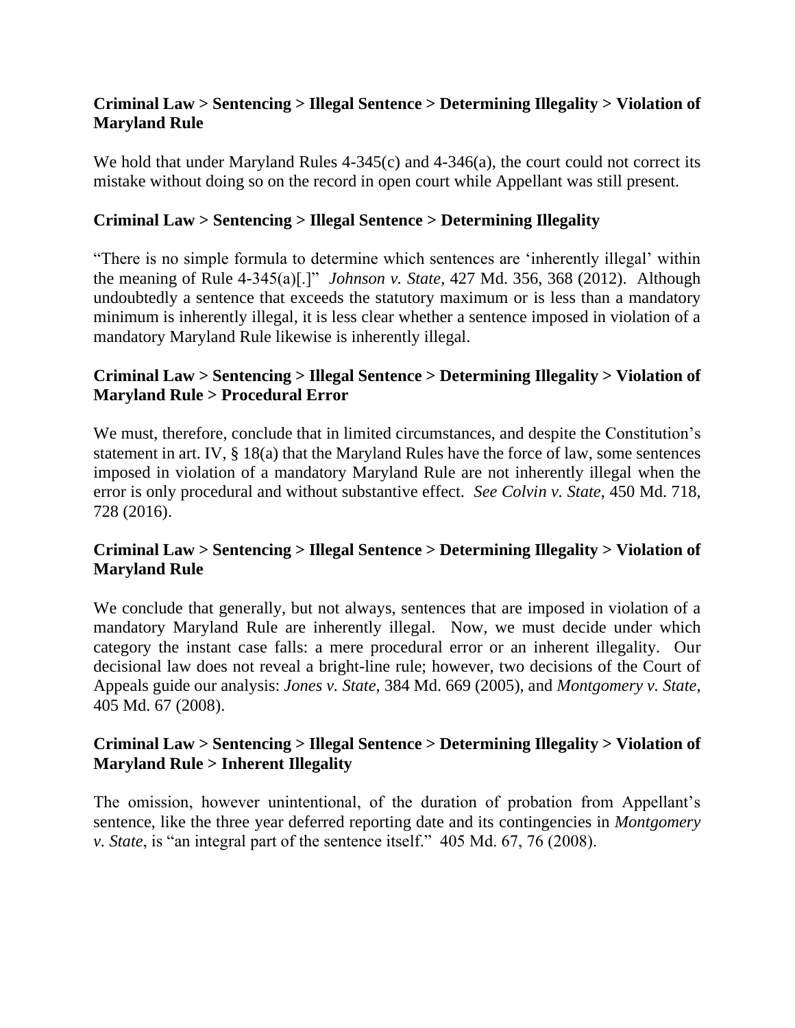**Criminal Law > Sentencing > Illegal Sentence > Determining Illegality > Violation of Maryland Rule**

We hold that under Maryland Rules 4-345(c) and 4-346(a), the court could not correct its mistake without doing so on the record in open court while Appellant was still present.

**Criminal Law > Sentencing > Illegal Sentence > Determining Illegality**

"There is no simple formula to determine which sentences are 'inherently illegal' within the meaning of Rule 4-345(a)[.]" *Johnson v. State*, 427 Md. 356, 368 (2012). Although undoubtedly a sentence that exceeds the statutory maximum or is less than a mandatory minimum is inherently illegal, it is less clear whether a sentence imposed in violation of a mandatory Maryland Rule likewise is inherently illegal.

**Criminal Law > Sentencing > Illegal Sentence > Determining Illegality > Violation of Maryland Rule > Procedural Error**

We must, therefore, conclude that in limited circumstances, and despite the Constitution's statement in art. IV, § 18(a) that the Maryland Rules have the force of law, some sentences imposed in violation of a mandatory Maryland Rule are not inherently illegal when the error is only procedural and without substantive effect. *See Colvin v. State*, 450 Md. 718, 728 (2016).

**Criminal Law > Sentencing > Illegal Sentence > Determining Illegality > Violation of Maryland Rule**

We conclude that generally, but not always, sentences that are imposed in violation of a mandatory Maryland Rule are inherently illegal. Now, we must decide under which category the instant case falls: a mere procedural error or an inherent illegality. Our decisional law does not reveal a bright-line rule; however, two decisions of the Court of Appeals guide our analysis: *Jones v. State*, 384 Md. 669 (2005), and *Montgomery v. State*, 405 Md. 67 (2008).

**Criminal Law > Sentencing > Illegal Sentence > Determining Illegality > Violation of Maryland Rule > Inherent Illegality**

The omission, however unintentional, of the duration of probation from Appellant's sentence, like the three year deferred reporting date and its contingencies in *Montgomery v. State*, is "an integral part of the sentence itself." 405 Md. 67, 76 (2008).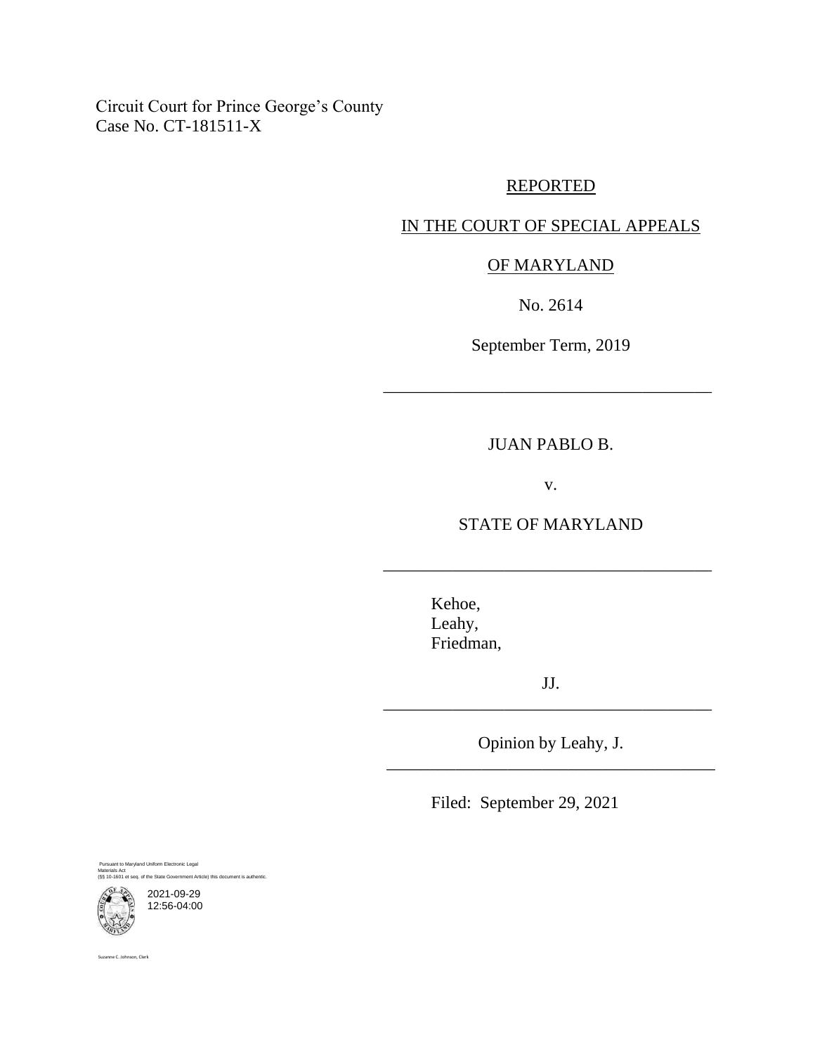Circuit Court for Prince George's County
Case No. CT-181511-X

REPORTED

IN THE COURT OF SPECIAL APPEALS

OF MARYLAND

No. 2614

September Term, 2019

---

JUAN PABLO B.

v.

STATE OF MARYLAND

---

Kehoe,
Leahy,
Friedman,

JJ.

---

Opinion by Leahy, J.

---

Filed: September 29, 2021

Pursuant to Maryland Uniform Electronic Legal Materials Act
(§§ 10-1601 et seq. of the State Government Article) this document is authentic.

2021-09-29
12:56-04:00

Suzanne C. Johnson, Clerk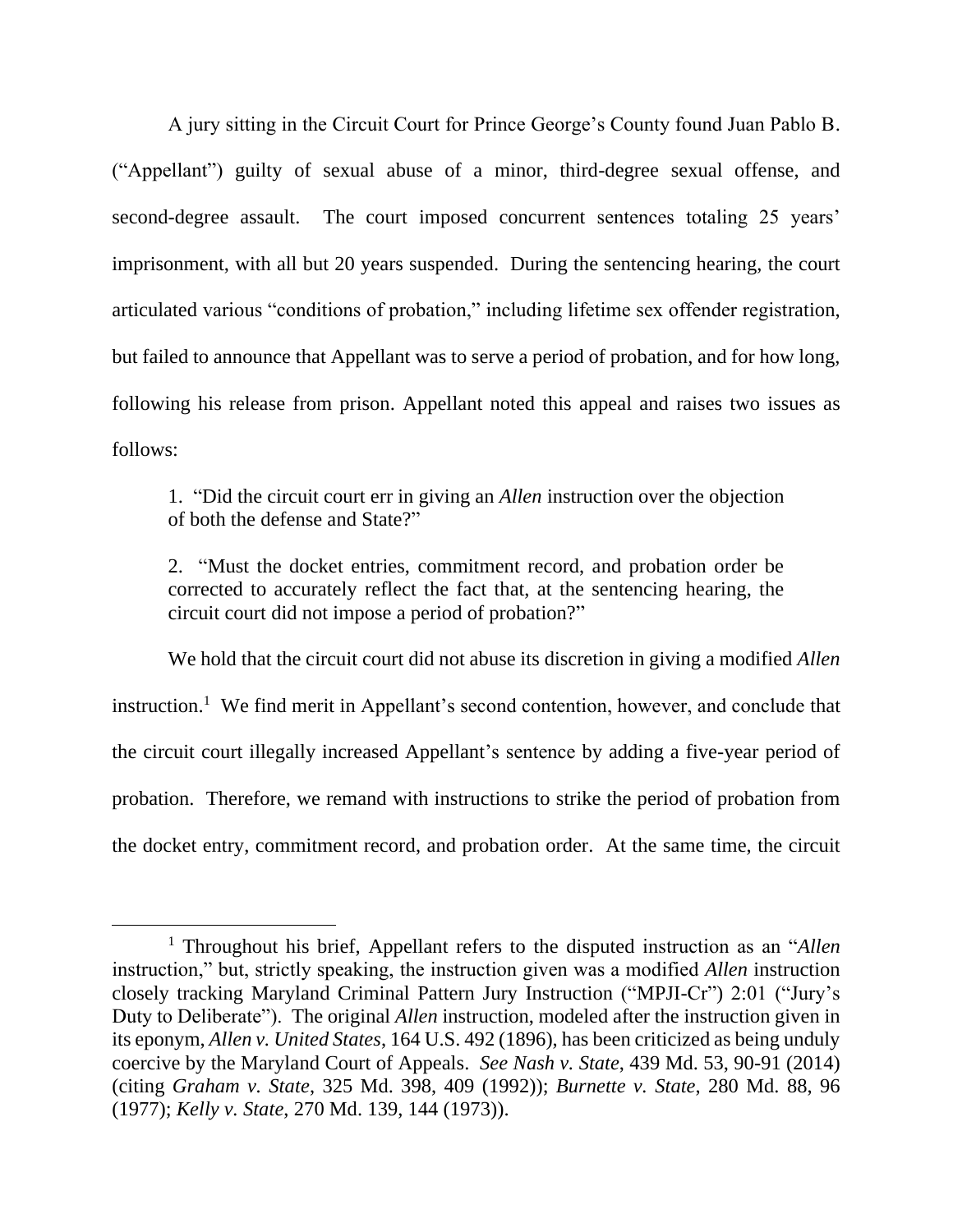A jury sitting in the Circuit Court for Prince George's County found Juan Pablo B. ("Appellant") guilty of sexual abuse of a minor, third-degree sexual offense, and second-degree assault. The court imposed concurrent sentences totaling 25 years' imprisonment, with all but 20 years suspended. During the sentencing hearing, the court articulated various "conditions of probation," including lifetime sex offender registration, but failed to announce that Appellant was to serve a period of probation, and for how long, following his release from prison. Appellant noted this appeal and raises two issues as follows:

> 1. "Did the circuit court err in giving an *Allen* instruction over the objection of both the defense and State?"
>
> 2. "Must the docket entries, commitment record, and probation order be corrected to accurately reflect the fact that, at the sentencing hearing, the circuit court did not impose a period of probation?"

We hold that the circuit court did not abuse its discretion in giving a modified *Allen* instruction.[1] We find merit in Appellant's second contention, however, and conclude that the circuit court illegally increased Appellant's sentence by adding a five-year period of probation. Therefore, we remand with instructions to strike the period of probation from the docket entry, commitment record, and probation order. At the same time, the circuit

---

[1] Throughout his brief, Appellant refers to the disputed instruction as an "*Allen* instruction," but, strictly speaking, the instruction given was a modified *Allen* instruction closely tracking Maryland Criminal Pattern Jury Instruction ("MPJI-Cr") 2:01 ("Jury's Duty to Deliberate"). The original *Allen* instruction, modeled after the instruction given in its eponym, *Allen v. United States*, 164 U.S. 492 (1896), has been criticized as being unduly coercive by the Maryland Court of Appeals. *See Nash v. State*, 439 Md. 53, 90-91 (2014) (citing *Graham v. State*, 325 Md. 398, 409 (1992)); *Burnette v. State*, 280 Md. 88, 96 (1977); *Kelly v. State*, 270 Md. 139, 144 (1973)).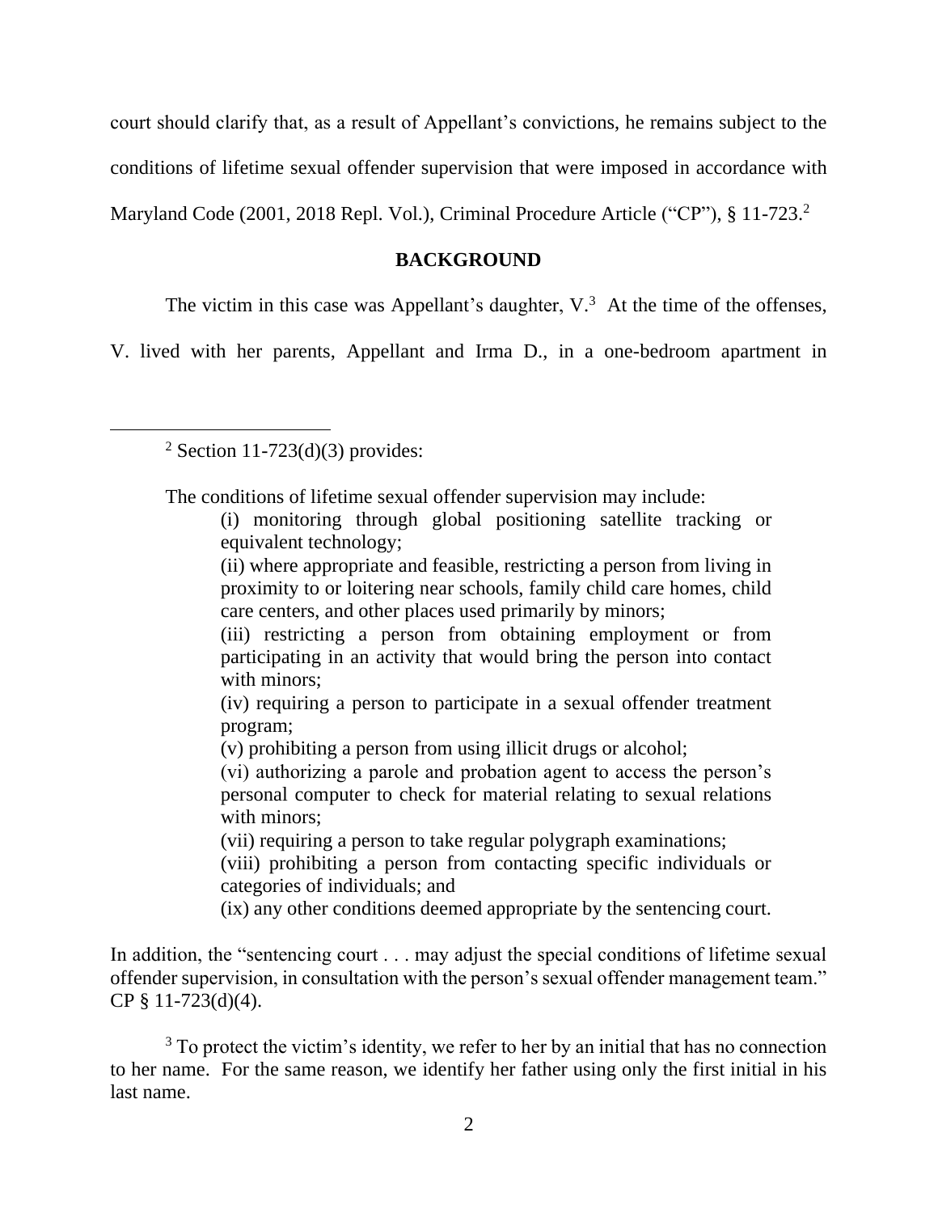court should clarify that, as a result of Appellant's convictions, he remains subject to the conditions of lifetime sexual offender supervision that were imposed in accordance with Maryland Code (2001, 2018 Repl. Vol.), Criminal Procedure Article ("CP"), § 11-723.[2]

## BACKGROUND

The victim in this case was Appellant's daughter, V.[3] At the time of the offenses, V. lived with her parents, Appellant and Irma D., in a one-bedroom apartment in

---

[2] Section 11-723(d)(3) provides:

> The conditions of lifetime sexual offender supervision may include:
>
> (i) monitoring through global positioning satellite tracking or equivalent technology;
>
> (ii) where appropriate and feasible, restricting a person from living in proximity to or loitering near schools, family child care homes, child care centers, and other places used primarily by minors;
>
> (iii) restricting a person from obtaining employment or from participating in an activity that would bring the person into contact with minors;
>
> (iv) requiring a person to participate in a sexual offender treatment program;
>
> (v) prohibiting a person from using illicit drugs or alcohol;
>
> (vi) authorizing a parole and probation agent to access the person's personal computer to check for material relating to sexual relations with minors;
>
> (vii) requiring a person to take regular polygraph examinations;
>
> (viii) prohibiting a person from contacting specific individuals or categories of individuals; and
>
> (ix) any other conditions deemed appropriate by the sentencing court.

In addition, the "sentencing court . . . may adjust the special conditions of lifetime sexual offender supervision, in consultation with the person's sexual offender management team." CP § 11-723(d)(4).

[3] To protect the victim's identity, we refer to her by an initial that has no connection to her name. For the same reason, we identify her father using only the first initial in his last name.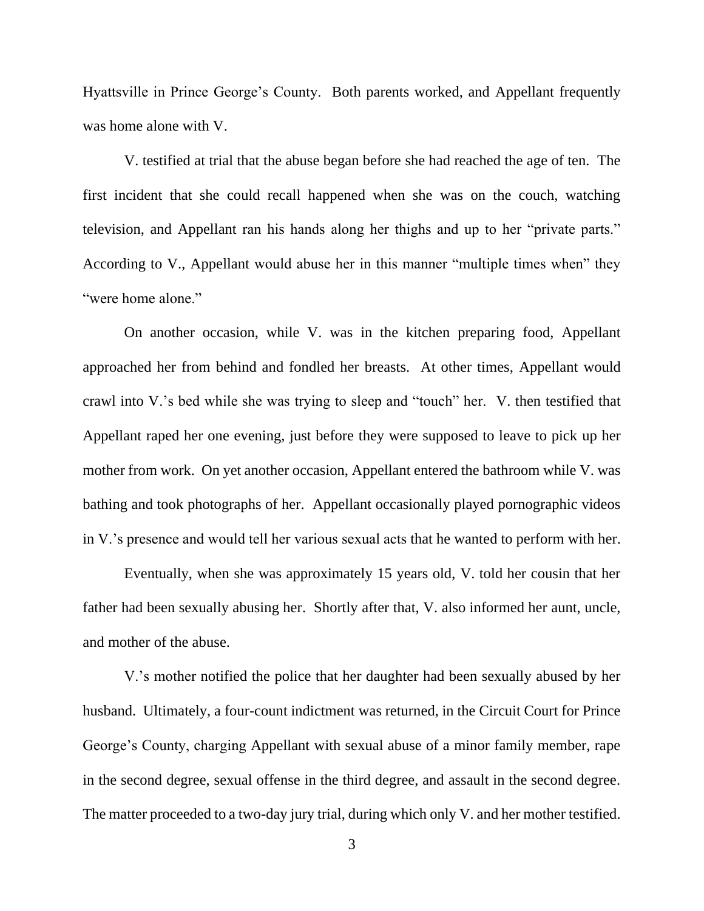Hyattsville in Prince George's County. Both parents worked, and Appellant frequently was home alone with V.

V. testified at trial that the abuse began before she had reached the age of ten. The first incident that she could recall happened when she was on the couch, watching television, and Appellant ran his hands along her thighs and up to her "private parts." According to V., Appellant would abuse her in this manner "multiple times when" they "were home alone."

On another occasion, while V. was in the kitchen preparing food, Appellant approached her from behind and fondled her breasts. At other times, Appellant would crawl into V.'s bed while she was trying to sleep and "touch" her. V. then testified that Appellant raped her one evening, just before they were supposed to leave to pick up her mother from work. On yet another occasion, Appellant entered the bathroom while V. was bathing and took photographs of her. Appellant occasionally played pornographic videos in V.'s presence and would tell her various sexual acts that he wanted to perform with her.

Eventually, when she was approximately 15 years old, V. told her cousin that her father had been sexually abusing her. Shortly after that, V. also informed her aunt, uncle, and mother of the abuse.

V.'s mother notified the police that her daughter had been sexually abused by her husband. Ultimately, a four-count indictment was returned, in the Circuit Court for Prince George's County, charging Appellant with sexual abuse of a minor family member, rape in the second degree, sexual offense in the third degree, and assault in the second degree. The matter proceeded to a two-day jury trial, during which only V. and her mother testified.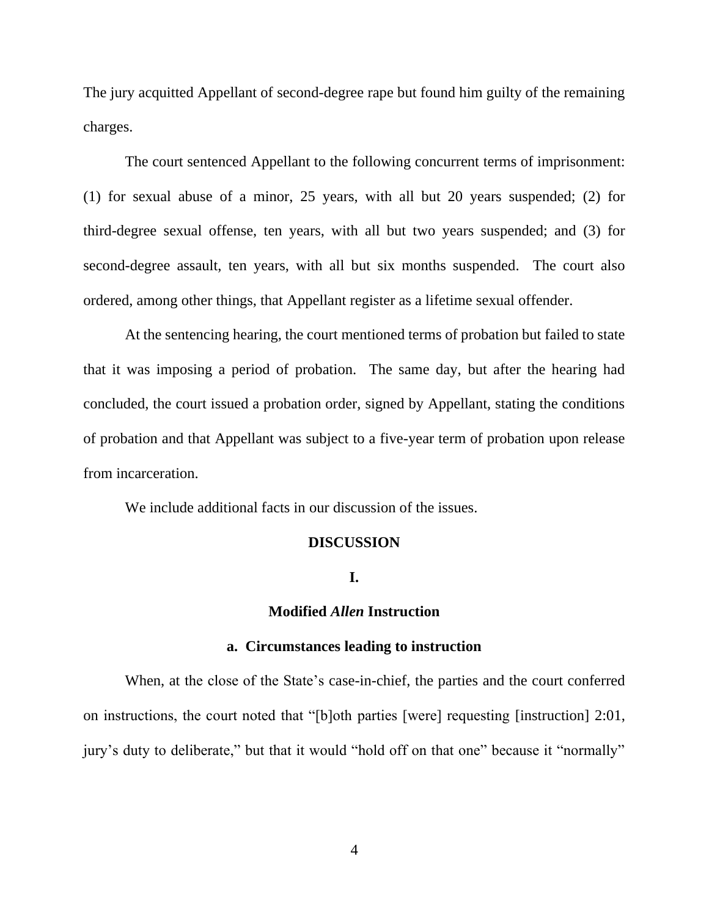The jury acquitted Appellant of second-degree rape but found him guilty of the remaining charges.

The court sentenced Appellant to the following concurrent terms of imprisonment: (1) for sexual abuse of a minor, 25 years, with all but 20 years suspended; (2) for third-degree sexual offense, ten years, with all but two years suspended; and (3) for second-degree assault, ten years, with all but six months suspended. The court also ordered, among other things, that Appellant register as a lifetime sexual offender.

At the sentencing hearing, the court mentioned terms of probation but failed to state that it was imposing a period of probation. The same day, but after the hearing had concluded, the court issued a probation order, signed by Appellant, stating the conditions of probation and that Appellant was subject to a five-year term of probation upon release from incarceration.

We include additional facts in our discussion of the issues.

## DISCUSSION

### I.

### Modified *Allen* Instruction

#### a. Circumstances leading to instruction

When, at the close of the State's case-in-chief, the parties and the court conferred on instructions, the court noted that "[b]oth parties [were] requesting [instruction] 2:01, jury's duty to deliberate," but that it would "hold off on that one" because it "normally"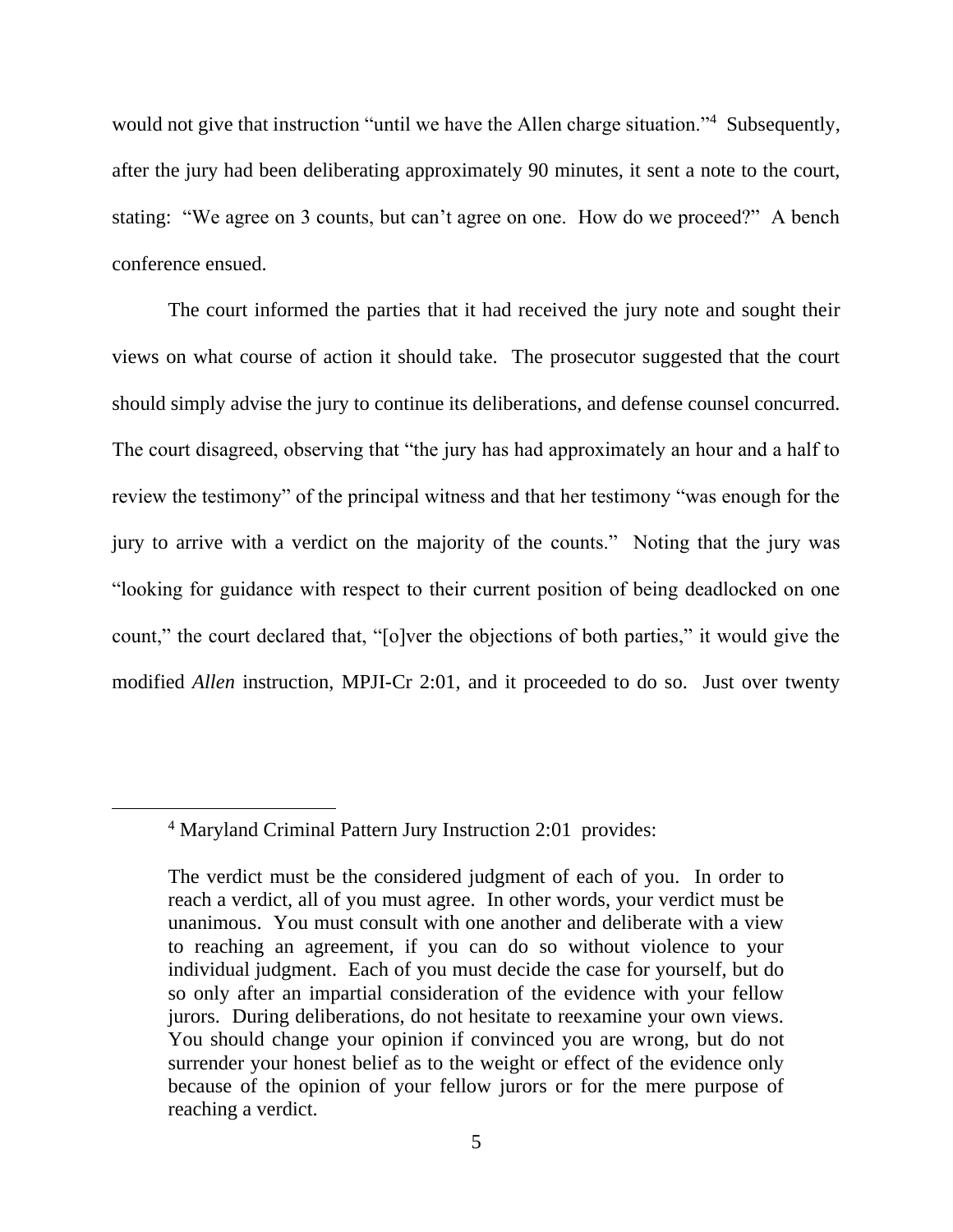would not give that instruction "until we have the Allen charge situation."[4] Subsequently, after the jury had been deliberating approximately 90 minutes, it sent a note to the court, stating: "We agree on 3 counts, but can't agree on one. How do we proceed?" A bench conference ensued.

The court informed the parties that it had received the jury note and sought their views on what course of action it should take. The prosecutor suggested that the court should simply advise the jury to continue its deliberations, and defense counsel concurred. The court disagreed, observing that "the jury has had approximately an hour and a half to review the testimony" of the principal witness and that her testimony "was enough for the jury to arrive with a verdict on the majority of the counts." Noting that the jury was "looking for guidance with respect to their current position of being deadlocked on one count," the court declared that, "[o]ver the objections of both parties," it would give the modified *Allen* instruction, MPJI-Cr 2:01, and it proceeded to do so. Just over twenty

---

[4] Maryland Criminal Pattern Jury Instruction 2:01 provides:

> The verdict must be the considered judgment of each of you. In order to reach a verdict, all of you must agree. In other words, your verdict must be unanimous. You must consult with one another and deliberate with a view to reaching an agreement, if you can do so without violence to your individual judgment. Each of you must decide the case for yourself, but do so only after an impartial consideration of the evidence with your fellow jurors. During deliberations, do not hesitate to reexamine your own views. You should change your opinion if convinced you are wrong, but do not surrender your honest belief as to the weight or effect of the evidence only because of the opinion of your fellow jurors or for the mere purpose of reaching a verdict.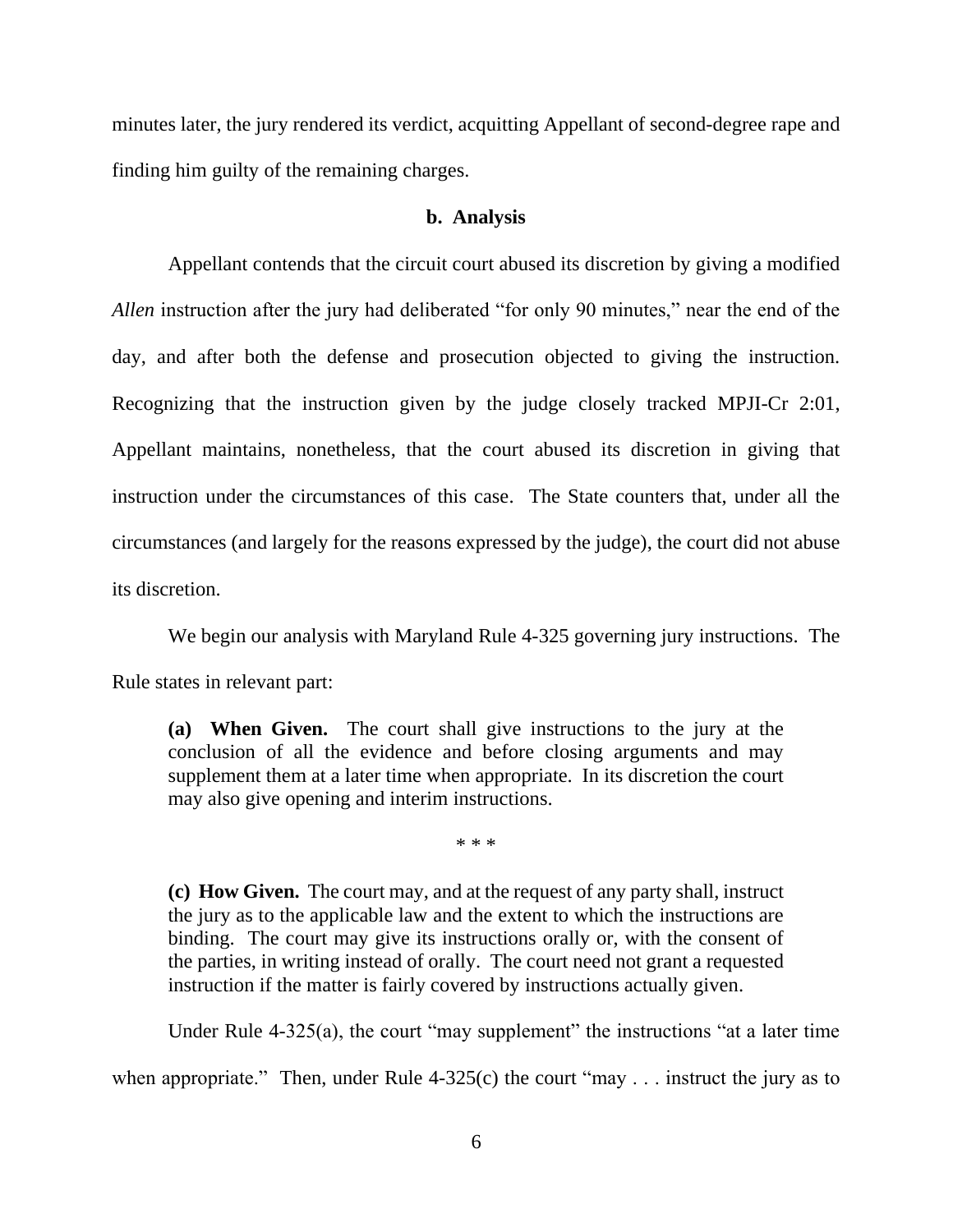minutes later, the jury rendered its verdict, acquitting Appellant of second-degree rape and finding him guilty of the remaining charges.

**b. Analysis**

Appellant contends that the circuit court abused its discretion by giving a modified *Allen* instruction after the jury had deliberated "for only 90 minutes," near the end of the day, and after both the defense and prosecution objected to giving the instruction. Recognizing that the instruction given by the judge closely tracked MPJI-Cr 2:01, Appellant maintains, nonetheless, that the court abused its discretion in giving that instruction under the circumstances of this case. The State counters that, under all the circumstances (and largely for the reasons expressed by the judge), the court did not abuse its discretion.

We begin our analysis with Maryland Rule 4-325 governing jury instructions. The Rule states in relevant part:

> **(a) When Given.** The court shall give instructions to the jury at the conclusion of all the evidence and before closing arguments and may supplement them at a later time when appropriate. In its discretion the court may also give opening and interim instructions.
>
> \* \* \*
>
> **(c) How Given.** The court may, and at the request of any party shall, instruct the jury as to the applicable law and the extent to which the instructions are binding. The court may give its instructions orally or, with the consent of the parties, in writing instead of orally. The court need not grant a requested instruction if the matter is fairly covered by instructions actually given.

Under Rule 4-325(a), the court "may supplement" the instructions "at a later time when appropriate." Then, under Rule 4-325(c) the court "may . . . instruct the jury as to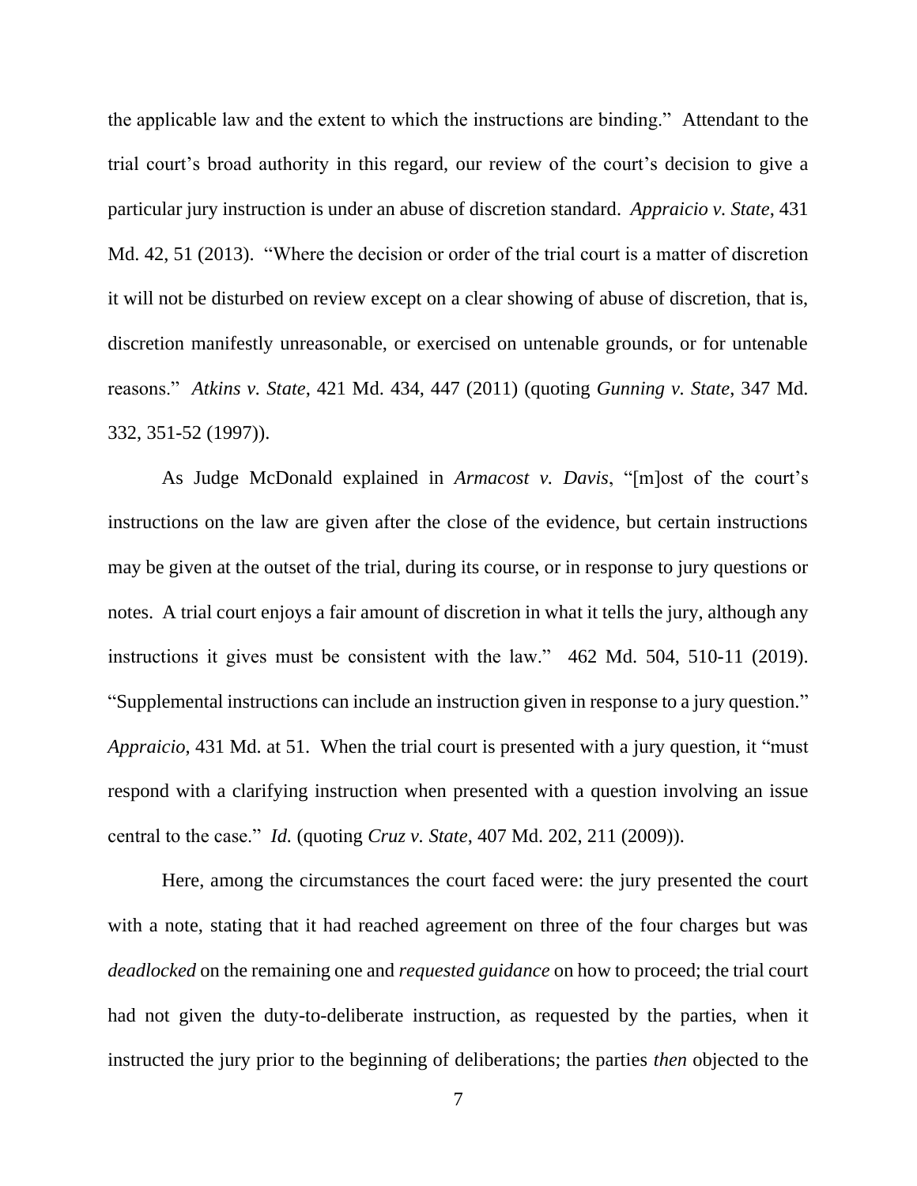the applicable law and the extent to which the instructions are binding." Attendant to the trial court's broad authority in this regard, our review of the court's decision to give a particular jury instruction is under an abuse of discretion standard. *Appraicio v. State*, 431 Md. 42, 51 (2013). "Where the decision or order of the trial court is a matter of discretion it will not be disturbed on review except on a clear showing of abuse of discretion, that is, discretion manifestly unreasonable, or exercised on untenable grounds, or for untenable reasons." *Atkins v. State*, 421 Md. 434, 447 (2011) (quoting *Gunning v. State*, 347 Md. 332, 351-52 (1997)).

As Judge McDonald explained in *Armacost v. Davis*, "[m]ost of the court's instructions on the law are given after the close of the evidence, but certain instructions may be given at the outset of the trial, during its course, or in response to jury questions or notes. A trial court enjoys a fair amount of discretion in what it tells the jury, although any instructions it gives must be consistent with the law." 462 Md. 504, 510-11 (2019). "Supplemental instructions can include an instruction given in response to a jury question." *Appraicio*, 431 Md. at 51. When the trial court is presented with a jury question, it "must respond with a clarifying instruction when presented with a question involving an issue central to the case." *Id.* (quoting *Cruz v. State*, 407 Md. 202, 211 (2009)).

Here, among the circumstances the court faced were: the jury presented the court with a note, stating that it had reached agreement on three of the four charges but was *deadlocked* on the remaining one and *requested guidance* on how to proceed; the trial court had not given the duty-to-deliberate instruction, as requested by the parties, when it instructed the jury prior to the beginning of deliberations; the parties *then* objected to the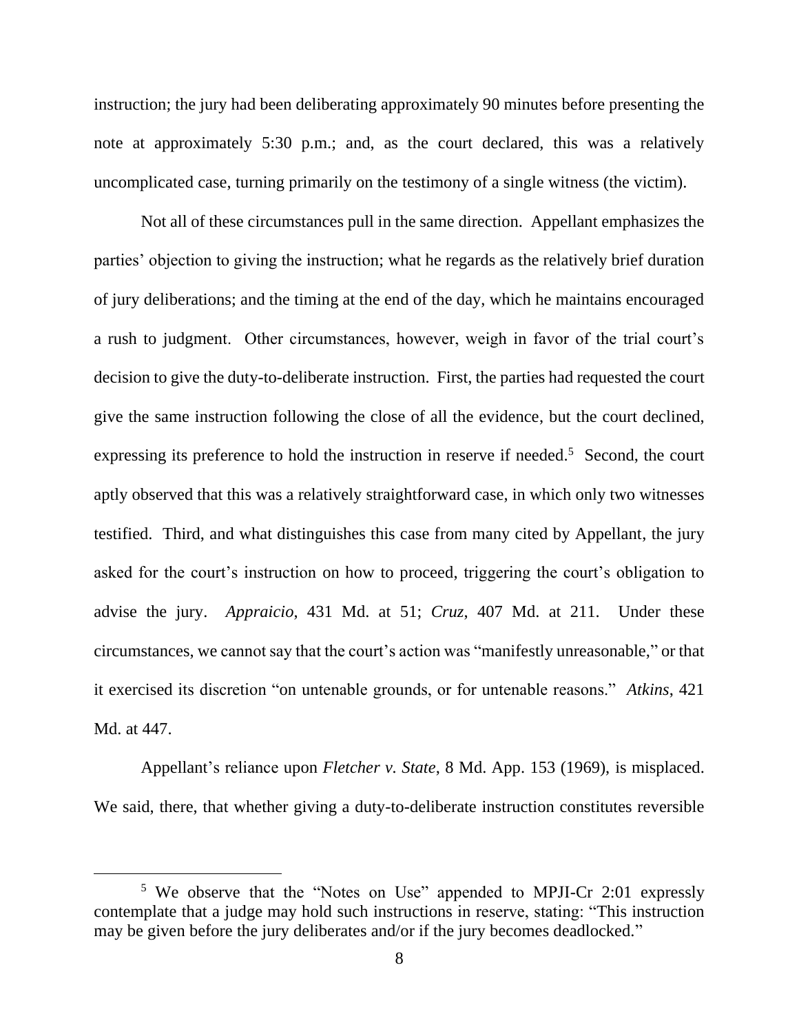instruction; the jury had been deliberating approximately 90 minutes before presenting the note at approximately 5:30 p.m.; and, as the court declared, this was a relatively uncomplicated case, turning primarily on the testimony of a single witness (the victim).

Not all of these circumstances pull in the same direction. Appellant emphasizes the parties' objection to giving the instruction; what he regards as the relatively brief duration of jury deliberations; and the timing at the end of the day, which he maintains encouraged a rush to judgment. Other circumstances, however, weigh in favor of the trial court's decision to give the duty-to-deliberate instruction. First, the parties had requested the court give the same instruction following the close of all the evidence, but the court declined, expressing its preference to hold the instruction in reserve if needed.[5] Second, the court aptly observed that this was a relatively straightforward case, in which only two witnesses testified. Third, and what distinguishes this case from many cited by Appellant, the jury asked for the court's instruction on how to proceed, triggering the court's obligation to advise the jury. *Appraicio*, 431 Md. at 51; *Cruz*, 407 Md. at 211. Under these circumstances, we cannot say that the court's action was "manifestly unreasonable," or that it exercised its discretion "on untenable grounds, or for untenable reasons." *Atkins*, 421 Md. at 447.

Appellant's reliance upon *Fletcher v. State*, 8 Md. App. 153 (1969), is misplaced. We said, there, that whether giving a duty-to-deliberate instruction constitutes reversible

---

[5] We observe that the "Notes on Use" appended to MPJI-Cr 2:01 expressly contemplate that a judge may hold such instructions in reserve, stating: "This instruction may be given before the jury deliberates and/or if the jury becomes deadlocked."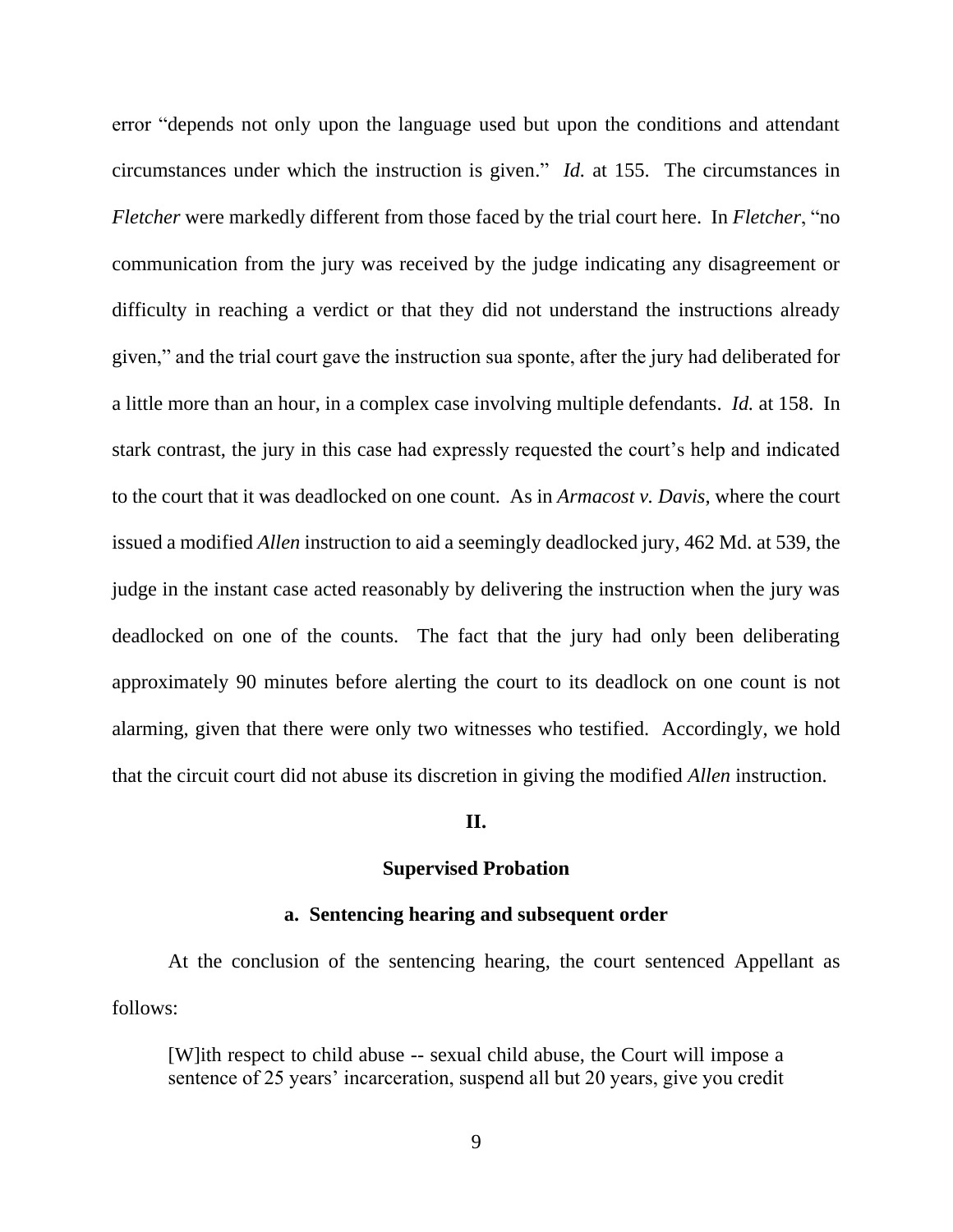error "depends not only upon the language used but upon the conditions and attendant circumstances under which the instruction is given." *Id.* at 155. The circumstances in *Fletcher* were markedly different from those faced by the trial court here. In *Fletcher*, "no communication from the jury was received by the judge indicating any disagreement or difficulty in reaching a verdict or that they did not understand the instructions already given," and the trial court gave the instruction sua sponte, after the jury had deliberated for a little more than an hour, in a complex case involving multiple defendants. *Id.* at 158. In stark contrast, the jury in this case had expressly requested the court's help and indicated to the court that it was deadlocked on one count. As in *Armacost v. Davis*, where the court issued a modified *Allen* instruction to aid a seemingly deadlocked jury, 462 Md. at 539, the judge in the instant case acted reasonably by delivering the instruction when the jury was deadlocked on one of the counts. The fact that the jury had only been deliberating approximately 90 minutes before alerting the court to its deadlock on one count is not alarming, given that there were only two witnesses who testified. Accordingly, we hold that the circuit court did not abuse its discretion in giving the modified *Allen* instruction.

## II.

## Supervised Probation

### a. Sentencing hearing and subsequent order

At the conclusion of the sentencing hearing, the court sentenced Appellant as follows:

> [W]ith respect to child abuse -- sexual child abuse, the Court will impose a sentence of 25 years' incarceration, suspend all but 20 years, give you credit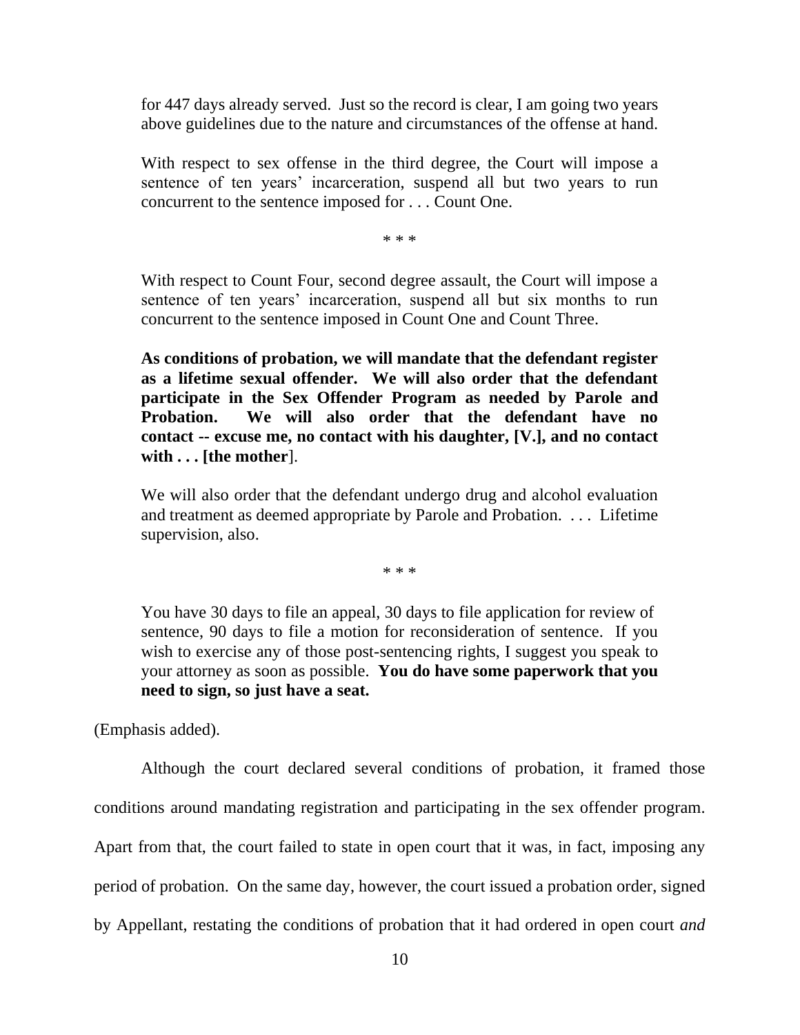> for 447 days already served. Just so the record is clear, I am going two years above guidelines due to the nature and circumstances of the offense at hand.
>
> With respect to sex offense in the third degree, the Court will impose a sentence of ten years' incarceration, suspend all but two years to run concurrent to the sentence imposed for . . . Count One.
>
> \* \* \*
>
> With respect to Count Four, second degree assault, the Court will impose a sentence of ten years' incarceration, suspend all but six months to run concurrent to the sentence imposed in Count One and Count Three.
>
> **As conditions of probation, we will mandate that the defendant register as a lifetime sexual offender. We will also order that the defendant participate in the Sex Offender Program as needed by Parole and Probation. We will also order that the defendant have no contact -- excuse me, no contact with his daughter, [V.], and no contact with . . . [the mother**].
>
> We will also order that the defendant undergo drug and alcohol evaluation and treatment as deemed appropriate by Parole and Probation. . . . Lifetime supervision, also.
>
> \* \* \*
>
> You have 30 days to file an appeal, 30 days to file application for review of sentence, 90 days to file a motion for reconsideration of sentence. If you wish to exercise any of those post-sentencing rights, I suggest you speak to your attorney as soon as possible. **You do have some paperwork that you need to sign, so just have a seat.**

(Emphasis added).

Although the court declared several conditions of probation, it framed those conditions around mandating registration and participating in the sex offender program. Apart from that, the court failed to state in open court that it was, in fact, imposing any period of probation. On the same day, however, the court issued a probation order, signed by Appellant, restating the conditions of probation that it had ordered in open court *and*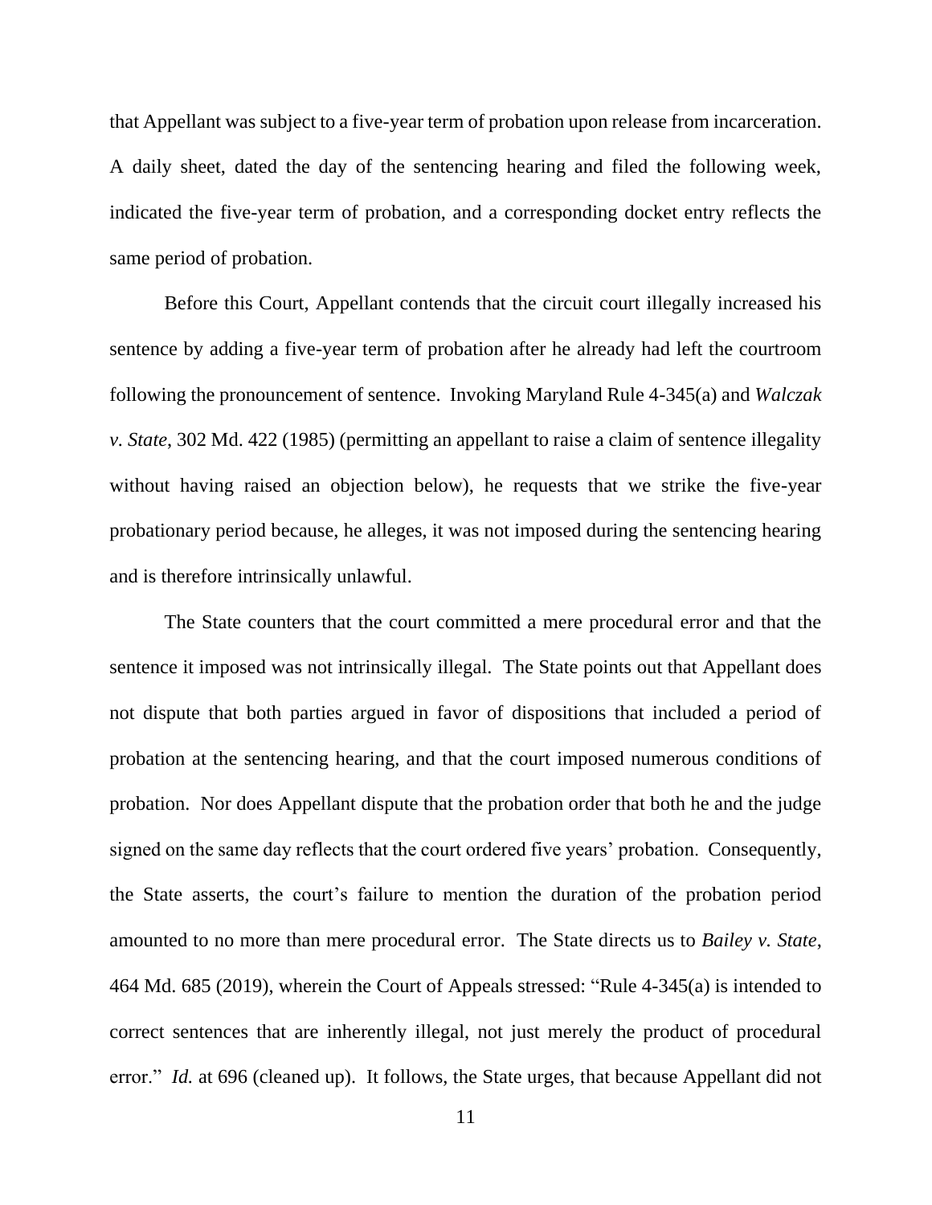that Appellant was subject to a five-year term of probation upon release from incarceration. A daily sheet, dated the day of the sentencing hearing and filed the following week, indicated the five-year term of probation, and a corresponding docket entry reflects the same period of probation.

Before this Court, Appellant contends that the circuit court illegally increased his sentence by adding a five-year term of probation after he already had left the courtroom following the pronouncement of sentence. Invoking Maryland Rule 4-345(a) and *Walczak v. State*, 302 Md. 422 (1985) (permitting an appellant to raise a claim of sentence illegality without having raised an objection below), he requests that we strike the five-year probationary period because, he alleges, it was not imposed during the sentencing hearing and is therefore intrinsically unlawful.

The State counters that the court committed a mere procedural error and that the sentence it imposed was not intrinsically illegal. The State points out that Appellant does not dispute that both parties argued in favor of dispositions that included a period of probation at the sentencing hearing, and that the court imposed numerous conditions of probation. Nor does Appellant dispute that the probation order that both he and the judge signed on the same day reflects that the court ordered five years' probation. Consequently, the State asserts, the court's failure to mention the duration of the probation period amounted to no more than mere procedural error. The State directs us to *Bailey v. State*, 464 Md. 685 (2019), wherein the Court of Appeals stressed: "Rule 4-345(a) is intended to correct sentences that are inherently illegal, not just merely the product of procedural error." *Id.* at 696 (cleaned up). It follows, the State urges, that because Appellant did not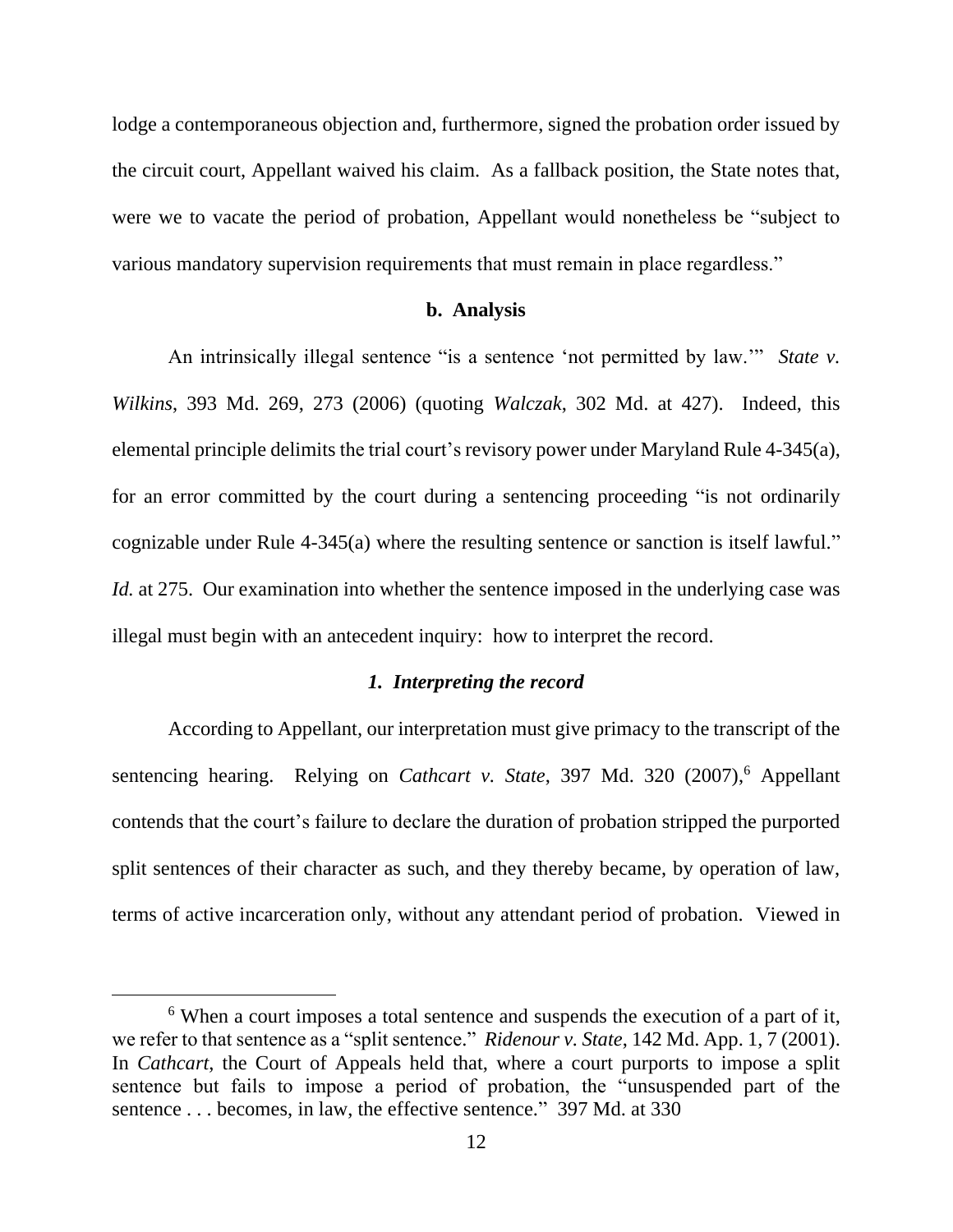lodge a contemporaneous objection and, furthermore, signed the probation order issued by the circuit court, Appellant waived his claim. As a fallback position, the State notes that, were we to vacate the period of probation, Appellant would nonetheless be "subject to various mandatory supervision requirements that must remain in place regardless."

**b. Analysis**

An intrinsically illegal sentence "is a sentence 'not permitted by law.'" *State v. Wilkins*, 393 Md. 269, 273 (2006) (quoting *Walczak*, 302 Md. at 427). Indeed, this elemental principle delimits the trial court's revisory power under Maryland Rule 4-345(a), for an error committed by the court during a sentencing proceeding "is not ordinarily cognizable under Rule 4-345(a) where the resulting sentence or sanction is itself lawful." *Id.* at 275. Our examination into whether the sentence imposed in the underlying case was illegal must begin with an antecedent inquiry: how to interpret the record.

***1. Interpreting the record***

According to Appellant, our interpretation must give primacy to the transcript of the sentencing hearing. Relying on *Cathcart v. State*, 397 Md. 320 (2007),[6] Appellant contends that the court's failure to declare the duration of probation stripped the purported split sentences of their character as such, and they thereby became, by operation of law, terms of active incarceration only, without any attendant period of probation. Viewed in

[6] When a court imposes a total sentence and suspends the execution of a part of it, we refer to that sentence as a "split sentence." *Ridenour v. State*, 142 Md. App. 1, 7 (2001). In *Cathcart*, the Court of Appeals held that, where a court purports to impose a split sentence but fails to impose a period of probation, the "unsuspended part of the sentence . . . becomes, in law, the effective sentence." 397 Md. at 330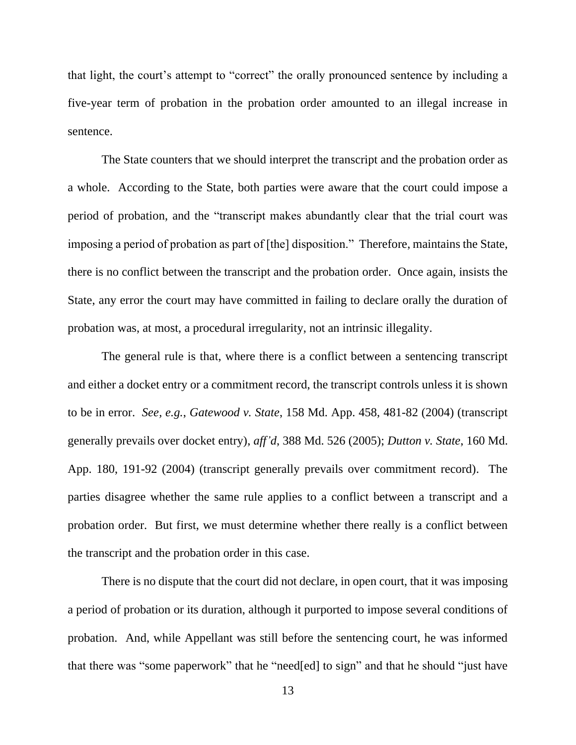that light, the court's attempt to "correct" the orally pronounced sentence by including a five-year term of probation in the probation order amounted to an illegal increase in sentence.

The State counters that we should interpret the transcript and the probation order as a whole. According to the State, both parties were aware that the court could impose a period of probation, and the "transcript makes abundantly clear that the trial court was imposing a period of probation as part of [the] disposition." Therefore, maintains the State, there is no conflict between the transcript and the probation order. Once again, insists the State, any error the court may have committed in failing to declare orally the duration of probation was, at most, a procedural irregularity, not an intrinsic illegality.

The general rule is that, where there is a conflict between a sentencing transcript and either a docket entry or a commitment record, the transcript controls unless it is shown to be in error. *See, e.g.*, *Gatewood v. State*, 158 Md. App. 458, 481-82 (2004) (transcript generally prevails over docket entry), *aff'd*, 388 Md. 526 (2005); *Dutton v. State*, 160 Md. App. 180, 191-92 (2004) (transcript generally prevails over commitment record). The parties disagree whether the same rule applies to a conflict between a transcript and a probation order. But first, we must determine whether there really is a conflict between the transcript and the probation order in this case.

There is no dispute that the court did not declare, in open court, that it was imposing a period of probation or its duration, although it purported to impose several conditions of probation. And, while Appellant was still before the sentencing court, he was informed that there was "some paperwork" that he "need[ed] to sign" and that he should "just have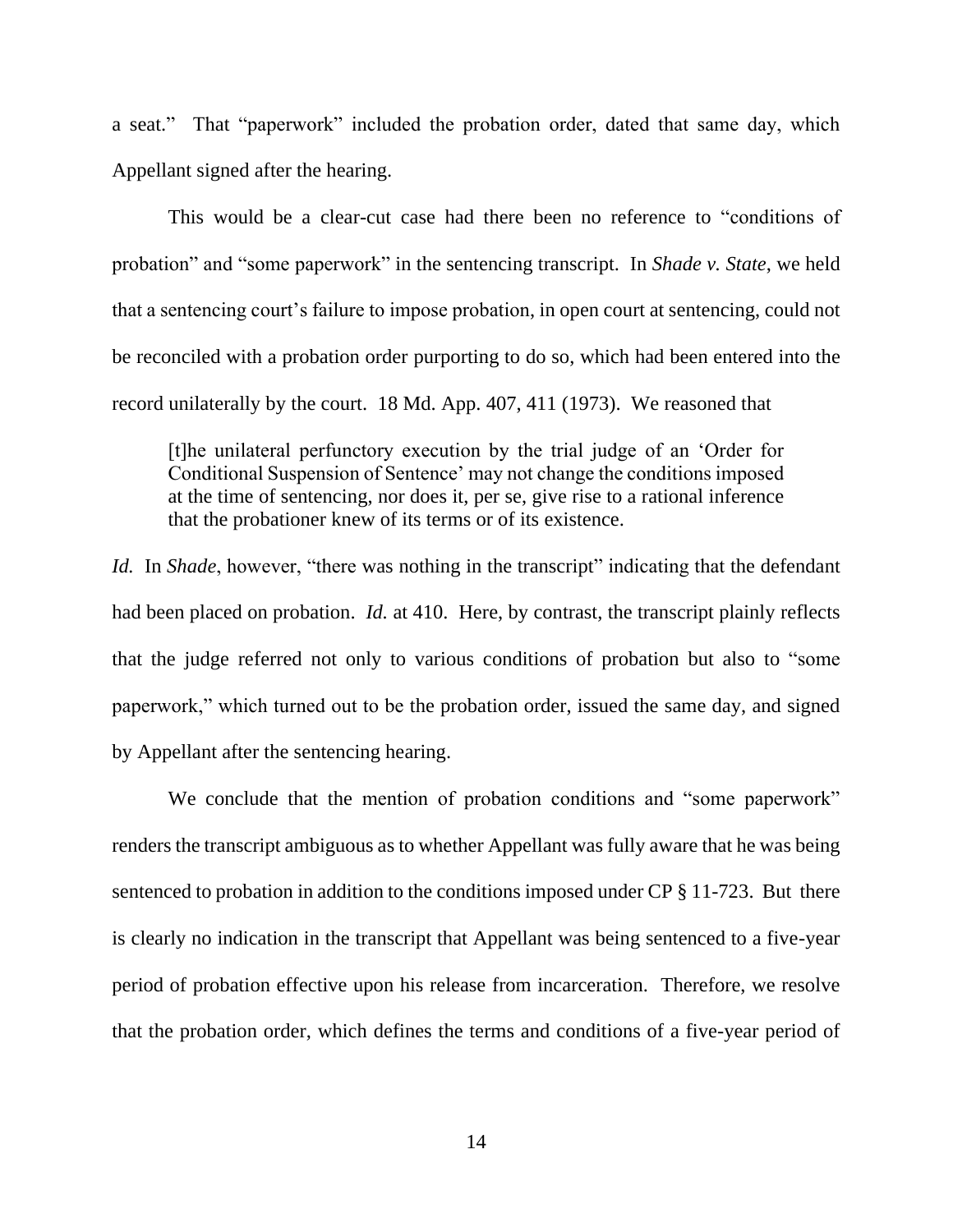a seat." That "paperwork" included the probation order, dated that same day, which Appellant signed after the hearing.

This would be a clear-cut case had there been no reference to "conditions of probation" and "some paperwork" in the sentencing transcript. In *Shade v. State*, we held that a sentencing court's failure to impose probation, in open court at sentencing, could not be reconciled with a probation order purporting to do so, which had been entered into the record unilaterally by the court. 18 Md. App. 407, 411 (1973). We reasoned that

> [t]he unilateral perfunctory execution by the trial judge of an 'Order for Conditional Suspension of Sentence' may not change the conditions imposed at the time of sentencing, nor does it, per se, give rise to a rational inference that the probationer knew of its terms or of its existence.

*Id.* In *Shade*, however, "there was nothing in the transcript" indicating that the defendant had been placed on probation. *Id.* at 410. Here, by contrast, the transcript plainly reflects that the judge referred not only to various conditions of probation but also to "some paperwork," which turned out to be the probation order, issued the same day, and signed by Appellant after the sentencing hearing.

We conclude that the mention of probation conditions and "some paperwork" renders the transcript ambiguous as to whether Appellant was fully aware that he was being sentenced to probation in addition to the conditions imposed under CP § 11-723. But there is clearly no indication in the transcript that Appellant was being sentenced to a five-year period of probation effective upon his release from incarceration. Therefore, we resolve that the probation order, which defines the terms and conditions of a five-year period of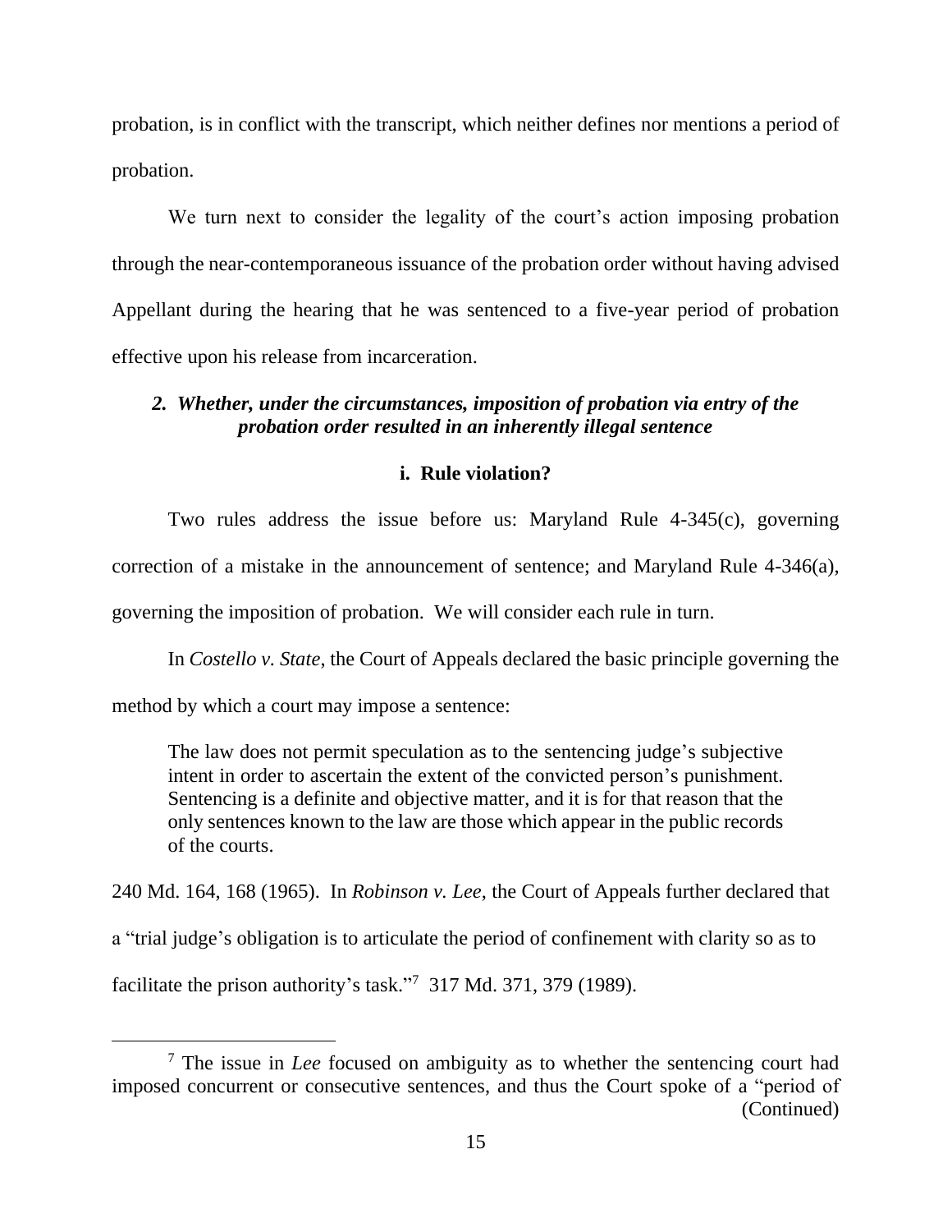probation, is in conflict with the transcript, which neither defines nor mentions a period of probation.

We turn next to consider the legality of the court's action imposing probation through the near-contemporaneous issuance of the probation order without having advised Appellant during the hearing that he was sentenced to a five-year period of probation effective upon his release from incarceration.

### *2. Whether, under the circumstances, imposition of probation via entry of the probation order resulted in an inherently illegal sentence*

#### i. Rule violation?

Two rules address the issue before us: Maryland Rule 4-345(c), governing correction of a mistake in the announcement of sentence; and Maryland Rule 4-346(a), governing the imposition of probation. We will consider each rule in turn.

In *Costello v. State*, the Court of Appeals declared the basic principle governing the method by which a court may impose a sentence:

> The law does not permit speculation as to the sentencing judge's subjective intent in order to ascertain the extent of the convicted person's punishment. Sentencing is a definite and objective matter, and it is for that reason that the only sentences known to the law are those which appear in the public records of the courts.

240 Md. 164, 168 (1965). In *Robinson v. Lee*, the Court of Appeals further declared that a "trial judge's obligation is to articulate the period of confinement with clarity so as to facilitate the prison authority's task."[7] 317 Md. 371, 379 (1989).

[7] The issue in *Lee* focused on ambiguity as to whether the sentencing court had imposed concurrent or consecutive sentences, and thus the Court spoke of a "period of (Continued)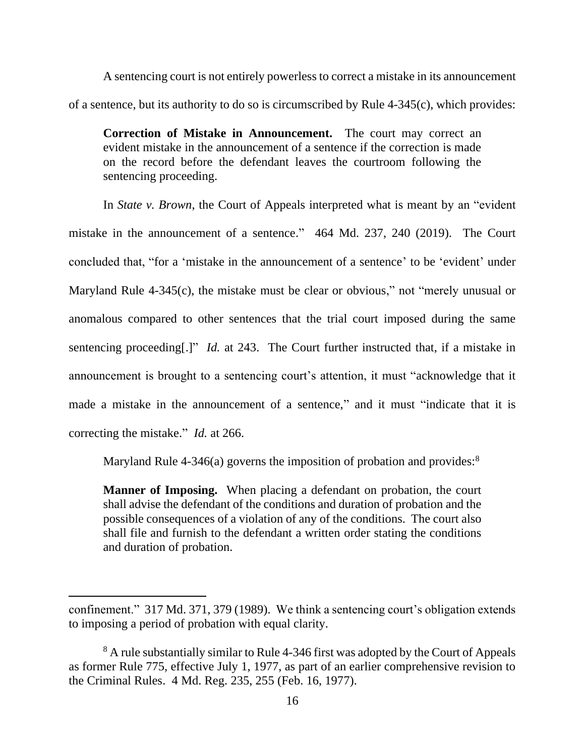A sentencing court is not entirely powerless to correct a mistake in its announcement of a sentence, but its authority to do so is circumscribed by Rule 4-345(c), which provides:

> **Correction of Mistake in Announcement.** The court may correct an evident mistake in the announcement of a sentence if the correction is made on the record before the defendant leaves the courtroom following the sentencing proceeding.

In *State v. Brown*, the Court of Appeals interpreted what is meant by an "evident mistake in the announcement of a sentence." 464 Md. 237, 240 (2019). The Court concluded that, "for a 'mistake in the announcement of a sentence' to be 'evident' under Maryland Rule 4-345(c), the mistake must be clear or obvious," not "merely unusual or anomalous compared to other sentences that the trial court imposed during the same sentencing proceeding[.]" *Id.* at 243. The Court further instructed that, if a mistake in announcement is brought to a sentencing court's attention, it must "acknowledge that it made a mistake in the announcement of a sentence," and it must "indicate that it is correcting the mistake." *Id.* at 266.

Maryland Rule 4-346(a) governs the imposition of probation and provides:[8]

> **Manner of Imposing.** When placing a defendant on probation, the court shall advise the defendant of the conditions and duration of probation and the possible consequences of a violation of any of the conditions. The court also shall file and furnish to the defendant a written order stating the conditions and duration of probation.

---

confinement." 317 Md. 371, 379 (1989). We think a sentencing court's obligation extends to imposing a period of probation with equal clarity.

[8] A rule substantially similar to Rule 4-346 first was adopted by the Court of Appeals as former Rule 775, effective July 1, 1977, as part of an earlier comprehensive revision to the Criminal Rules. 4 Md. Reg. 235, 255 (Feb. 16, 1977).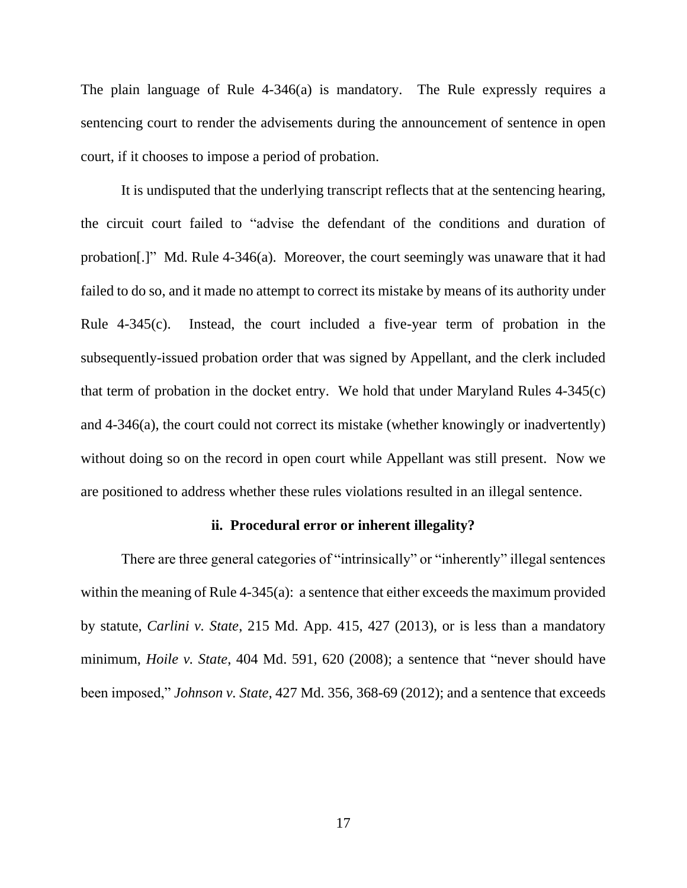The plain language of Rule 4-346(a) is mandatory. The Rule expressly requires a sentencing court to render the advisements during the announcement of sentence in open court, if it chooses to impose a period of probation.

It is undisputed that the underlying transcript reflects that at the sentencing hearing, the circuit court failed to "advise the defendant of the conditions and duration of probation[.]" Md. Rule 4-346(a). Moreover, the court seemingly was unaware that it had failed to do so, and it made no attempt to correct its mistake by means of its authority under Rule 4-345(c). Instead, the court included a five-year term of probation in the subsequently-issued probation order that was signed by Appellant, and the clerk included that term of probation in the docket entry. We hold that under Maryland Rules 4-345(c) and 4-346(a), the court could not correct its mistake (whether knowingly or inadvertently) without doing so on the record in open court while Appellant was still present. Now we are positioned to address whether these rules violations resulted in an illegal sentence.

**ii. Procedural error or inherent illegality?**

There are three general categories of "intrinsically" or "inherently" illegal sentences within the meaning of Rule 4-345(a): a sentence that either exceeds the maximum provided by statute, *Carlini v. State*, 215 Md. App. 415, 427 (2013), or is less than a mandatory minimum, *Hoile v. State*, 404 Md. 591, 620 (2008); a sentence that "never should have been imposed," *Johnson v. State*, 427 Md. 356, 368-69 (2012); and a sentence that exceeds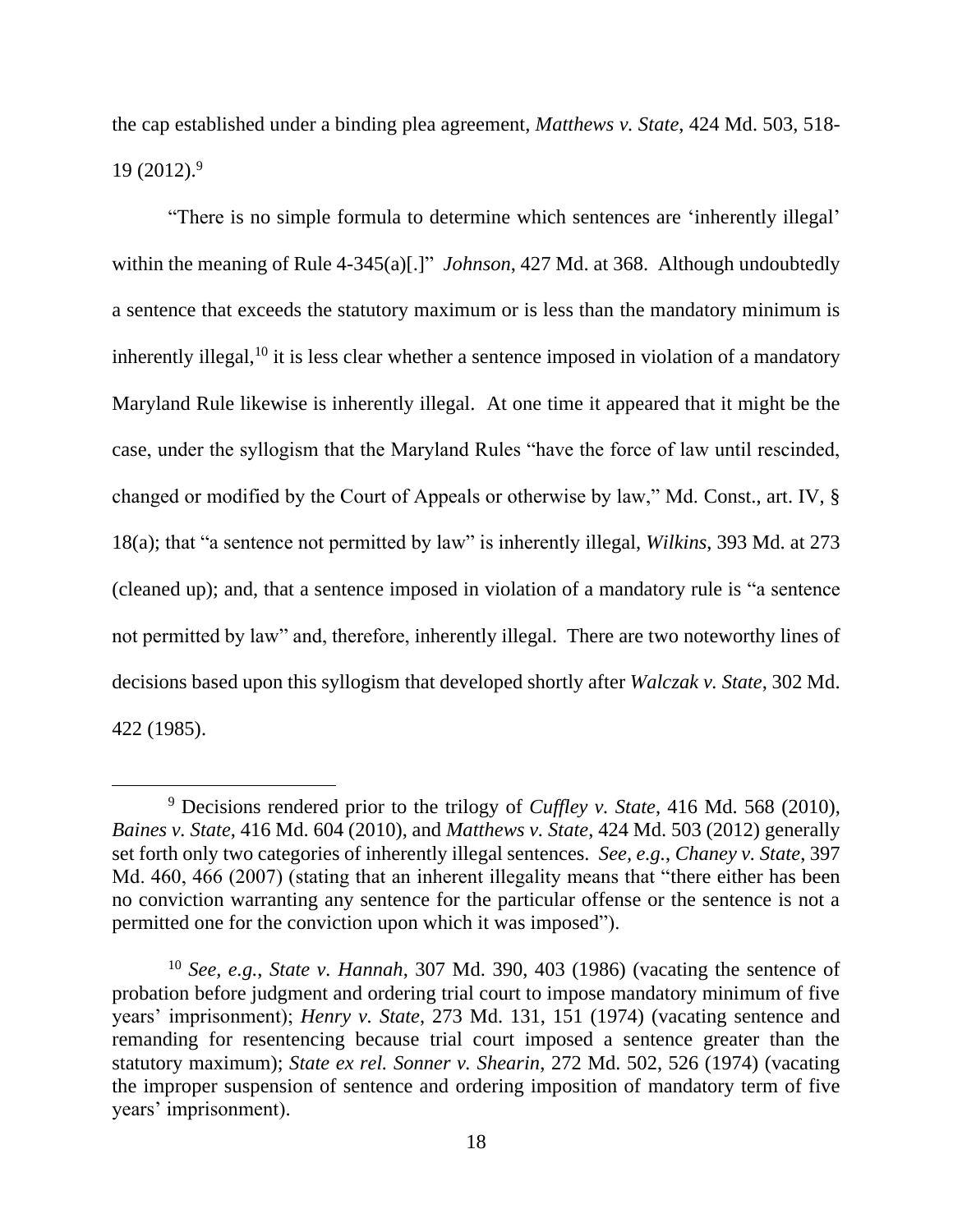the cap established under a binding plea agreement, *Matthews v. State*, 424 Md. 503, 518-19 (2012).[9]

"There is no simple formula to determine which sentences are 'inherently illegal' within the meaning of Rule 4-345(a)[.]" *Johnson*, 427 Md. at 368. Although undoubtedly a sentence that exceeds the statutory maximum or is less than the mandatory minimum is inherently illegal,[10] it is less clear whether a sentence imposed in violation of a mandatory Maryland Rule likewise is inherently illegal. At one time it appeared that it might be the case, under the syllogism that the Maryland Rules "have the force of law until rescinded, changed or modified by the Court of Appeals or otherwise by law," Md. Const., art. IV, § 18(a); that "a sentence not permitted by law" is inherently illegal, *Wilkins*, 393 Md. at 273 (cleaned up); and, that a sentence imposed in violation of a mandatory rule is "a sentence not permitted by law" and, therefore, inherently illegal. There are two noteworthy lines of decisions based upon this syllogism that developed shortly after *Walczak v. State*, 302 Md. 422 (1985).

---

[9] Decisions rendered prior to the trilogy of *Cuffley v. State*, 416 Md. 568 (2010), *Baines v. State*, 416 Md. 604 (2010), and *Matthews v. State*, 424 Md. 503 (2012) generally set forth only two categories of inherently illegal sentences. *See, e.g.*, *Chaney v. State*, 397 Md. 460, 466 (2007) (stating that an inherent illegality means that "there either has been no conviction warranting any sentence for the particular offense or the sentence is not a permitted one for the conviction upon which it was imposed").

[10] *See, e.g.*, *State v. Hannah*, 307 Md. 390, 403 (1986) (vacating the sentence of probation before judgment and ordering trial court to impose mandatory minimum of five years' imprisonment); *Henry v. State*, 273 Md. 131, 151 (1974) (vacating sentence and remanding for resentencing because trial court imposed a sentence greater than the statutory maximum); *State ex rel. Sonner v. Shearin*, 272 Md. 502, 526 (1974) (vacating the improper suspension of sentence and ordering imposition of mandatory term of five years' imprisonment).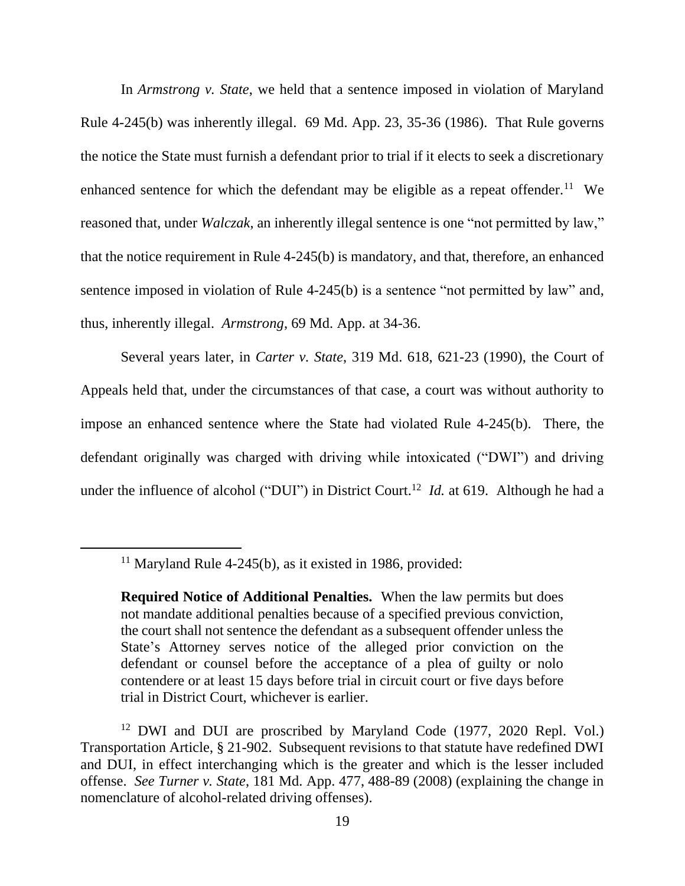In *Armstrong v. State*, we held that a sentence imposed in violation of Maryland Rule 4-245(b) was inherently illegal. 69 Md. App. 23, 35-36 (1986). That Rule governs the notice the State must furnish a defendant prior to trial if it elects to seek a discretionary enhanced sentence for which the defendant may be eligible as a repeat offender.[11] We reasoned that, under *Walczak*, an inherently illegal sentence is one "not permitted by law," that the notice requirement in Rule 4-245(b) is mandatory, and that, therefore, an enhanced sentence imposed in violation of Rule 4-245(b) is a sentence "not permitted by law" and, thus, inherently illegal. *Armstrong*, 69 Md. App. at 34-36.

Several years later, in *Carter v. State*, 319 Md. 618, 621-23 (1990), the Court of Appeals held that, under the circumstances of that case, a court was without authority to impose an enhanced sentence where the State had violated Rule 4-245(b). There, the defendant originally was charged with driving while intoxicated ("DWI") and driving under the influence of alcohol ("DUI") in District Court.[12] *Id.* at 619. Although he had a

---

[11] Maryland Rule 4-245(b), as it existed in 1986, provided:

> **Required Notice of Additional Penalties.** When the law permits but does not mandate additional penalties because of a specified previous conviction, the court shall not sentence the defendant as a subsequent offender unless the State's Attorney serves notice of the alleged prior conviction on the defendant or counsel before the acceptance of a plea of guilty or nolo contendere or at least 15 days before trial in circuit court or five days before trial in District Court, whichever is earlier.

[12] DWI and DUI are proscribed by Maryland Code (1977, 2020 Repl. Vol.) Transportation Article, § 21-902. Subsequent revisions to that statute have redefined DWI and DUI, in effect interchanging which is the greater and which is the lesser included offense. *See Turner v. State*, 181 Md. App. 477, 488-89 (2008) (explaining the change in nomenclature of alcohol-related driving offenses).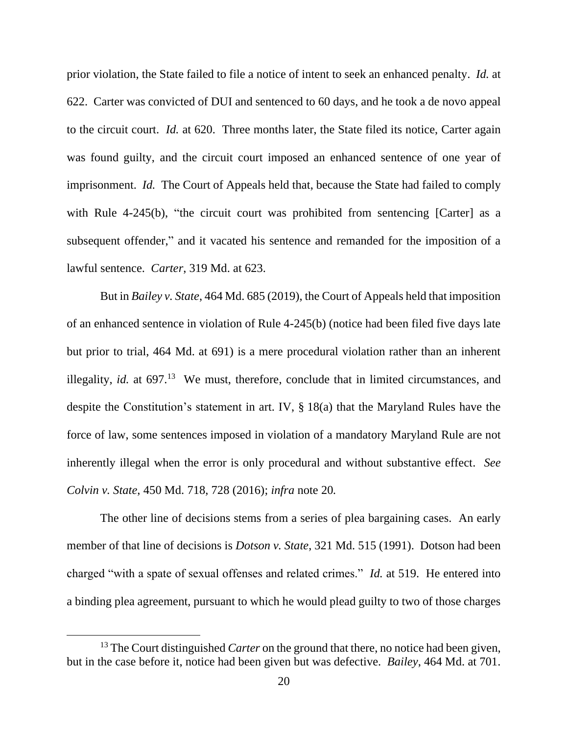prior violation, the State failed to file a notice of intent to seek an enhanced penalty. *Id.* at 622. Carter was convicted of DUI and sentenced to 60 days, and he took a de novo appeal to the circuit court. *Id.* at 620. Three months later, the State filed its notice, Carter again was found guilty, and the circuit court imposed an enhanced sentence of one year of imprisonment. *Id.* The Court of Appeals held that, because the State had failed to comply with Rule 4-245(b), "the circuit court was prohibited from sentencing [Carter] as a subsequent offender," and it vacated his sentence and remanded for the imposition of a lawful sentence. *Carter*, 319 Md. at 623.

But in *Bailey v. State*, 464 Md. 685 (2019), the Court of Appeals held that imposition of an enhanced sentence in violation of Rule 4-245(b) (notice had been filed five days late but prior to trial, 464 Md. at 691) is a mere procedural violation rather than an inherent illegality, *id.* at 697.[13] We must, therefore, conclude that in limited circumstances, and despite the Constitution's statement in art. IV, § 18(a) that the Maryland Rules have the force of law, some sentences imposed in violation of a mandatory Maryland Rule are not inherently illegal when the error is only procedural and without substantive effect. *See Colvin v. State*, 450 Md. 718, 728 (2016); *infra* note 20.

The other line of decisions stems from a series of plea bargaining cases. An early member of that line of decisions is *Dotson v. State*, 321 Md. 515 (1991). Dotson had been charged "with a spate of sexual offenses and related crimes." *Id.* at 519. He entered into a binding plea agreement, pursuant to which he would plead guilty to two of those charges

[13] The Court distinguished *Carter* on the ground that there, no notice had been given, but in the case before it, notice had been given but was defective. *Bailey*, 464 Md. at 701.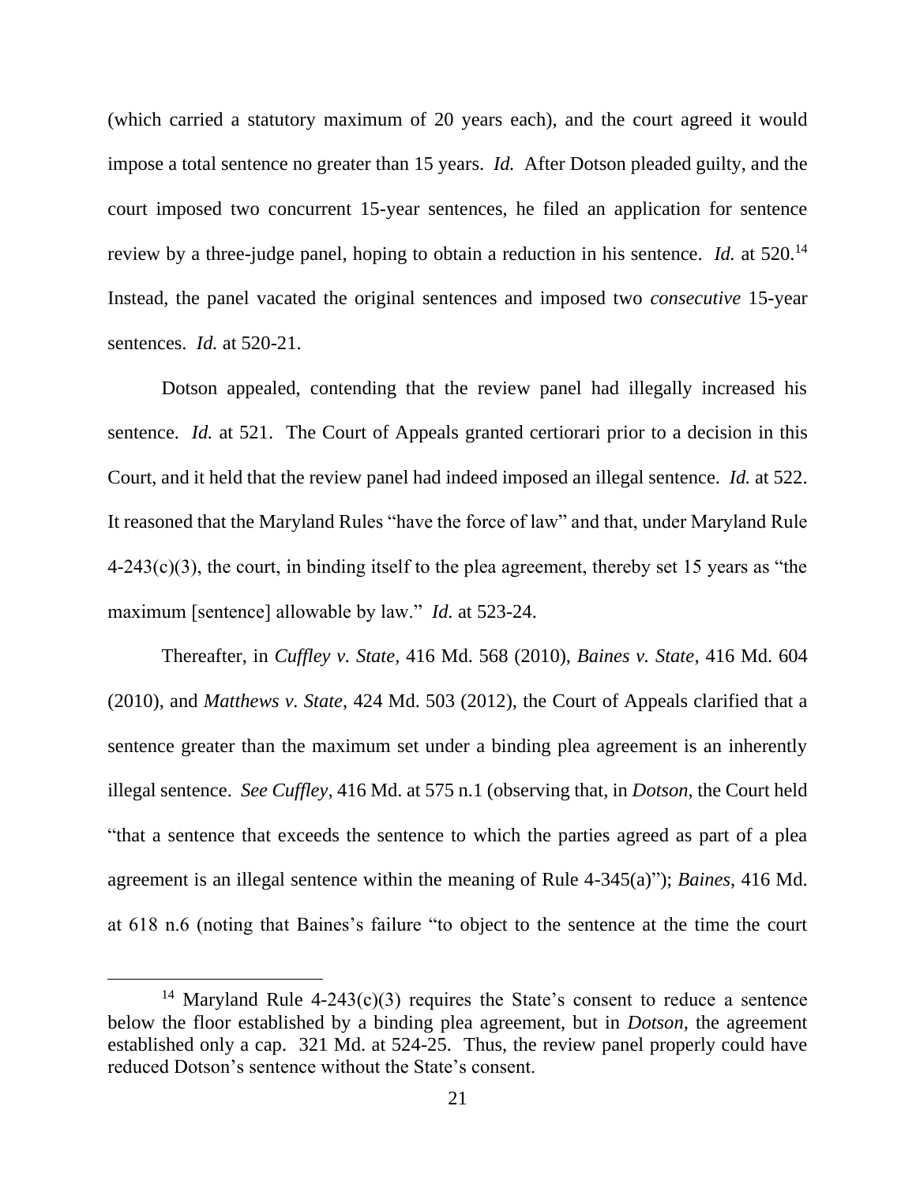(which carried a statutory maximum of 20 years each), and the court agreed it would impose a total sentence no greater than 15 years. *Id.* After Dotson pleaded guilty, and the court imposed two concurrent 15-year sentences, he filed an application for sentence review by a three-judge panel, hoping to obtain a reduction in his sentence. *Id.* at 520.[14] Instead, the panel vacated the original sentences and imposed two *consecutive* 15-year sentences. *Id.* at 520-21.

Dotson appealed, contending that the review panel had illegally increased his sentence. *Id.* at 521. The Court of Appeals granted certiorari prior to a decision in this Court, and it held that the review panel had indeed imposed an illegal sentence. *Id.* at 522. It reasoned that the Maryland Rules "have the force of law" and that, under Maryland Rule 4-243(c)(3), the court, in binding itself to the plea agreement, thereby set 15 years as "the maximum [sentence] allowable by law." *Id.* at 523-24.

Thereafter, in *Cuffley v. State*, 416 Md. 568 (2010), *Baines v. State*, 416 Md. 604 (2010), and *Matthews v. State*, 424 Md. 503 (2012), the Court of Appeals clarified that a sentence greater than the maximum set under a binding plea agreement is an inherently illegal sentence. *See Cuffley*, 416 Md. at 575 n.1 (observing that, in *Dotson*, the Court held "that a sentence that exceeds the sentence to which the parties agreed as part of a plea agreement is an illegal sentence within the meaning of Rule 4-345(a)"); *Baines*, 416 Md. at 618 n.6 (noting that Baines's failure "to object to the sentence at the time the court

---

[14] Maryland Rule 4-243(c)(3) requires the State's consent to reduce a sentence below the floor established by a binding plea agreement, but in *Dotson*, the agreement established only a cap. 321 Md. at 524-25. Thus, the review panel properly could have reduced Dotson's sentence without the State's consent.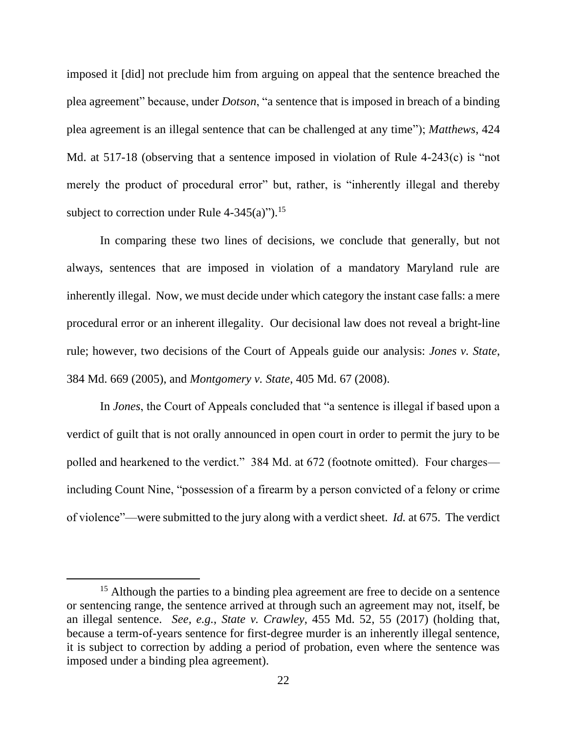imposed it [did] not preclude him from arguing on appeal that the sentence breached the plea agreement" because, under *Dotson*, "a sentence that is imposed in breach of a binding plea agreement is an illegal sentence that can be challenged at any time"); *Matthews*, 424 Md. at 517-18 (observing that a sentence imposed in violation of Rule 4-243(c) is "not merely the product of procedural error" but, rather, is "inherently illegal and thereby subject to correction under Rule 4-345(a)").[15]

In comparing these two lines of decisions, we conclude that generally, but not always, sentences that are imposed in violation of a mandatory Maryland rule are inherently illegal. Now, we must decide under which category the instant case falls: a mere procedural error or an inherent illegality. Our decisional law does not reveal a bright-line rule; however, two decisions of the Court of Appeals guide our analysis: *Jones v. State*, 384 Md. 669 (2005), and *Montgomery v. State*, 405 Md. 67 (2008).

In *Jones*, the Court of Appeals concluded that "a sentence is illegal if based upon a verdict of guilt that is not orally announced in open court in order to permit the jury to be polled and hearkened to the verdict." 384 Md. at 672 (footnote omitted). Four charges—including Count Nine, "possession of a firearm by a person convicted of a felony or crime of violence"—were submitted to the jury along with a verdict sheet. *Id.* at 675. The verdict

---

[15] Although the parties to a binding plea agreement are free to decide on a sentence or sentencing range, the sentence arrived at through such an agreement may not, itself, be an illegal sentence. *See, e.g.*, *State v. Crawley*, 455 Md. 52, 55 (2017) (holding that, because a term-of-years sentence for first-degree murder is an inherently illegal sentence, it is subject to correction by adding a period of probation, even where the sentence was imposed under a binding plea agreement).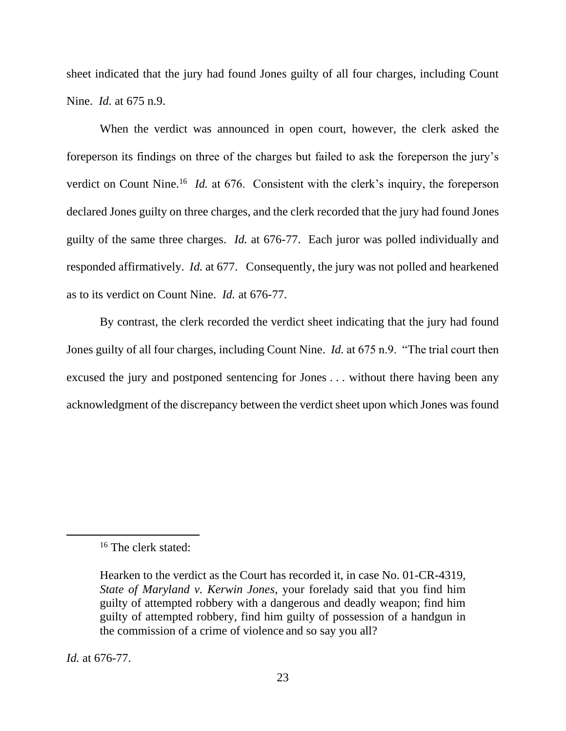sheet indicated that the jury had found Jones guilty of all four charges, including Count Nine. *Id.* at 675 n.9.

When the verdict was announced in open court, however, the clerk asked the foreperson its findings on three of the charges but failed to ask the foreperson the jury's verdict on Count Nine.[16] *Id.* at 676. Consistent with the clerk's inquiry, the foreperson declared Jones guilty on three charges, and the clerk recorded that the jury had found Jones guilty of the same three charges. *Id.* at 676-77. Each juror was polled individually and responded affirmatively. *Id.* at 677. Consequently, the jury was not polled and hearkened as to its verdict on Count Nine. *Id.* at 676-77.

By contrast, the clerk recorded the verdict sheet indicating that the jury had found Jones guilty of all four charges, including Count Nine. *Id.* at 675 n.9. "The trial court then excused the jury and postponed sentencing for Jones . . . without there having been any acknowledgment of the discrepancy between the verdict sheet upon which Jones was found

---

[16] The clerk stated:

> Hearken to the verdict as the Court has recorded it, in case No. 01-CR-4319, *State of Maryland v. Kerwin Jones*, your forelady said that you find him guilty of attempted robbery with a dangerous and deadly weapon; find him guilty of attempted robbery, find him guilty of possession of a handgun in the commission of a crime of violence and so say you all?

*Id.* at 676-77.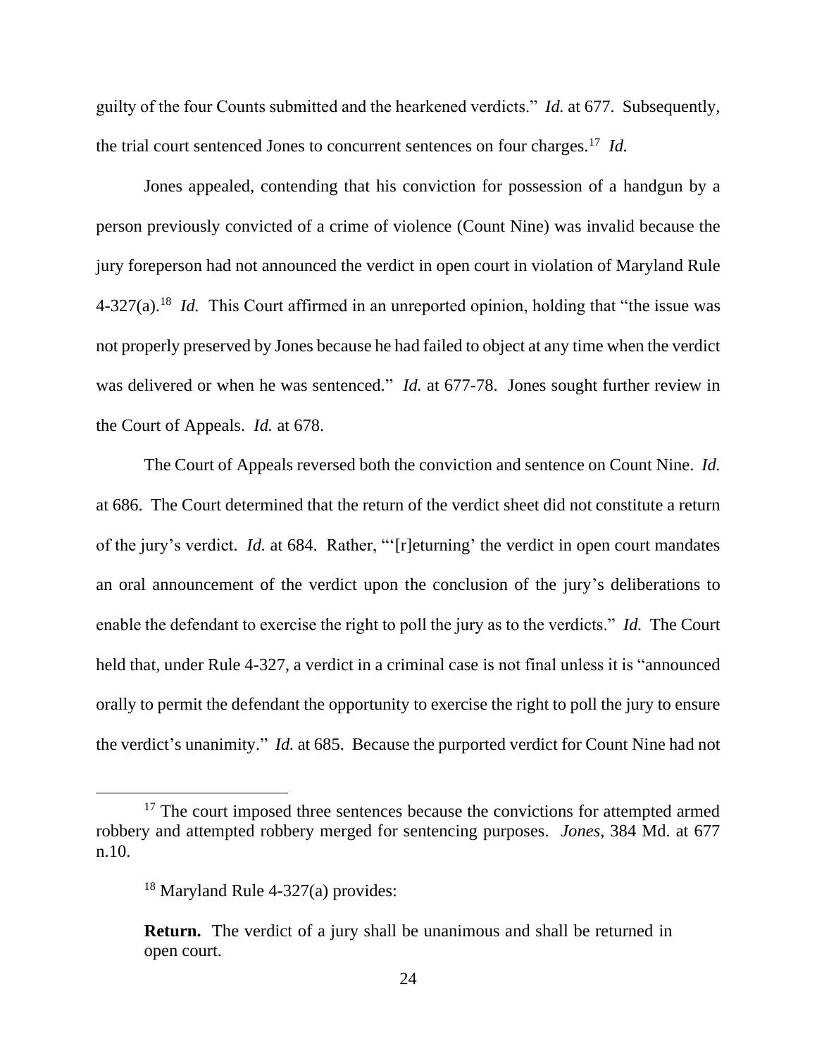guilty of the four Counts submitted and the hearkened verdicts." *Id.* at 677. Subsequently, the trial court sentenced Jones to concurrent sentences on four charges.[17] *Id.*

Jones appealed, contending that his conviction for possession of a handgun by a person previously convicted of a crime of violence (Count Nine) was invalid because the jury foreperson had not announced the verdict in open court in violation of Maryland Rule 4-327(a).[18] *Id.* This Court affirmed in an unreported opinion, holding that "the issue was not properly preserved by Jones because he had failed to object at any time when the verdict was delivered or when he was sentenced." *Id.* at 677-78. Jones sought further review in the Court of Appeals. *Id.* at 678.

The Court of Appeals reversed both the conviction and sentence on Count Nine. *Id.* at 686. The Court determined that the return of the verdict sheet did not constitute a return of the jury's verdict. *Id.* at 684. Rather, "'[r]eturning' the verdict in open court mandates an oral announcement of the verdict upon the conclusion of the jury's deliberations to enable the defendant to exercise the right to poll the jury as to the verdicts." *Id.* The Court held that, under Rule 4-327, a verdict in a criminal case is not final unless it is "announced orally to permit the defendant the opportunity to exercise the right to poll the jury to ensure the verdict's unanimity." *Id.* at 685. Because the purported verdict for Count Nine had not

---

[17] The court imposed three sentences because the convictions for attempted armed robbery and attempted robbery merged for sentencing purposes. *Jones*, 384 Md. at 677 n.10.

[18] Maryland Rule 4-327(a) provides:

> **Return.** The verdict of a jury shall be unanimous and shall be returned in open court.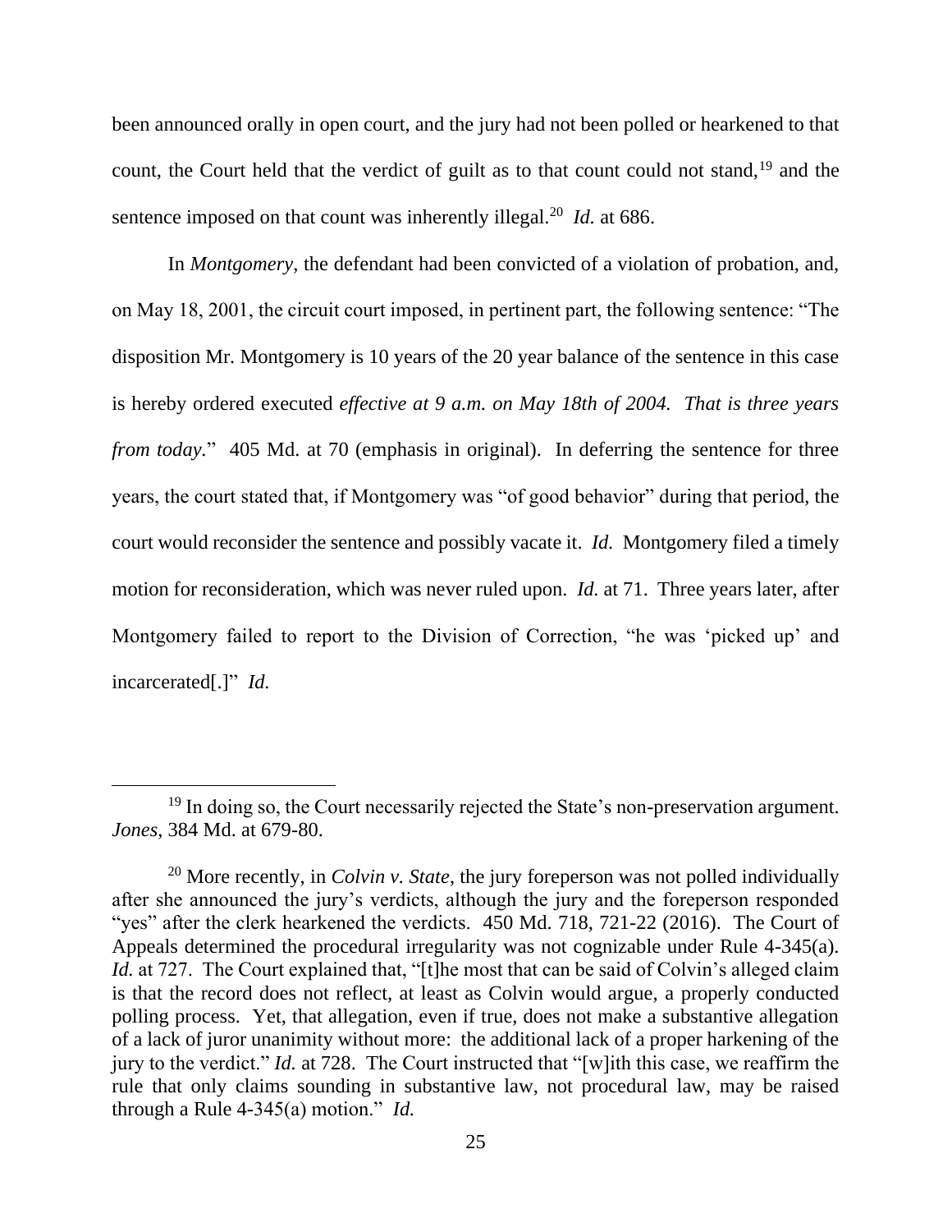been announced orally in open court, and the jury had not been polled or hearkened to that count, the Court held that the verdict of guilt as to that count could not stand,[19] and the sentence imposed on that count was inherently illegal.[20] *Id.* at 686.

In *Montgomery*, the defendant had been convicted of a violation of probation, and, on May 18, 2001, the circuit court imposed, in pertinent part, the following sentence: "The disposition Mr. Montgomery is 10 years of the 20 year balance of the sentence in this case is hereby ordered executed *effective at 9 a.m. on May 18th of 2004. That is three years from today.*" 405 Md. at 70 (emphasis in original). In deferring the sentence for three years, the court stated that, if Montgomery was "of good behavior" during that period, the court would reconsider the sentence and possibly vacate it. *Id.* Montgomery filed a timely motion for reconsideration, which was never ruled upon. *Id.* at 71. Three years later, after Montgomery failed to report to the Division of Correction, "he was 'picked up' and incarcerated[.]" *Id.*

---

[19] In doing so, the Court necessarily rejected the State's non-preservation argument. *Jones*, 384 Md. at 679-80.

[20] More recently, in *Colvin v. State*, the jury foreperson was not polled individually after she announced the jury's verdicts, although the jury and the foreperson responded "yes" after the clerk hearkened the verdicts. 450 Md. 718, 721-22 (2016). The Court of Appeals determined the procedural irregularity was not cognizable under Rule 4-345(a). *Id.* at 727. The Court explained that, "[t]he most that can be said of Colvin's alleged claim is that the record does not reflect, at least as Colvin would argue, a properly conducted polling process. Yet, that allegation, even if true, does not make a substantive allegation of a lack of juror unanimity without more: the additional lack of a proper harkening of the jury to the verdict." *Id.* at 728. The Court instructed that "[w]ith this case, we reaffirm the rule that only claims sounding in substantive law, not procedural law, may be raised through a Rule 4-345(a) motion." *Id.*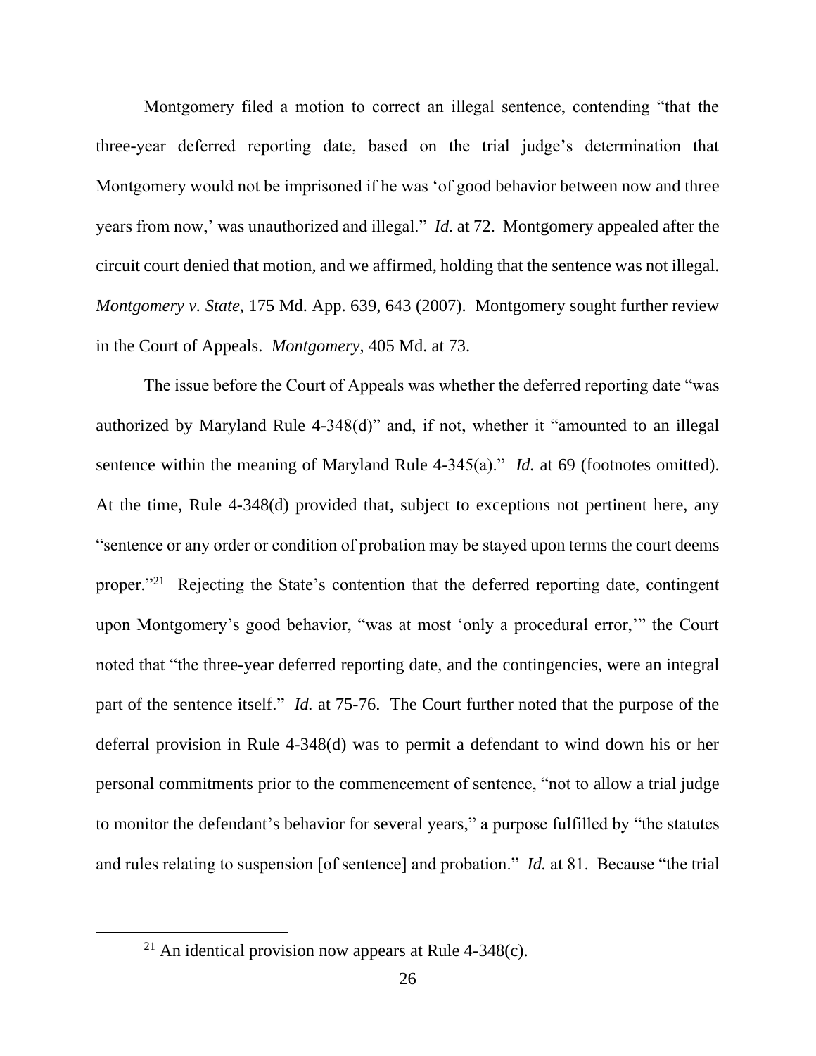Montgomery filed a motion to correct an illegal sentence, contending "that the three-year deferred reporting date, based on the trial judge's determination that Montgomery would not be imprisoned if he was 'of good behavior between now and three years from now,' was unauthorized and illegal." *Id.* at 72. Montgomery appealed after the circuit court denied that motion, and we affirmed, holding that the sentence was not illegal. *Montgomery v. State*, 175 Md. App. 639, 643 (2007). Montgomery sought further review in the Court of Appeals. *Montgomery*, 405 Md. at 73.

The issue before the Court of Appeals was whether the deferred reporting date "was authorized by Maryland Rule 4-348(d)" and, if not, whether it "amounted to an illegal sentence within the meaning of Maryland Rule 4-345(a)." *Id.* at 69 (footnotes omitted). At the time, Rule 4-348(d) provided that, subject to exceptions not pertinent here, any "sentence or any order or condition of probation may be stayed upon terms the court deems proper."[21] Rejecting the State's contention that the deferred reporting date, contingent upon Montgomery's good behavior, "was at most 'only a procedural error,'" the Court noted that "the three-year deferred reporting date, and the contingencies, were an integral part of the sentence itself." *Id.* at 75-76. The Court further noted that the purpose of the deferral provision in Rule 4-348(d) was to permit a defendant to wind down his or her personal commitments prior to the commencement of sentence, "not to allow a trial judge to monitor the defendant's behavior for several years," a purpose fulfilled by "the statutes and rules relating to suspension [of sentence] and probation." *Id.* at 81. Because "the trial

---

[21] An identical provision now appears at Rule 4-348(c).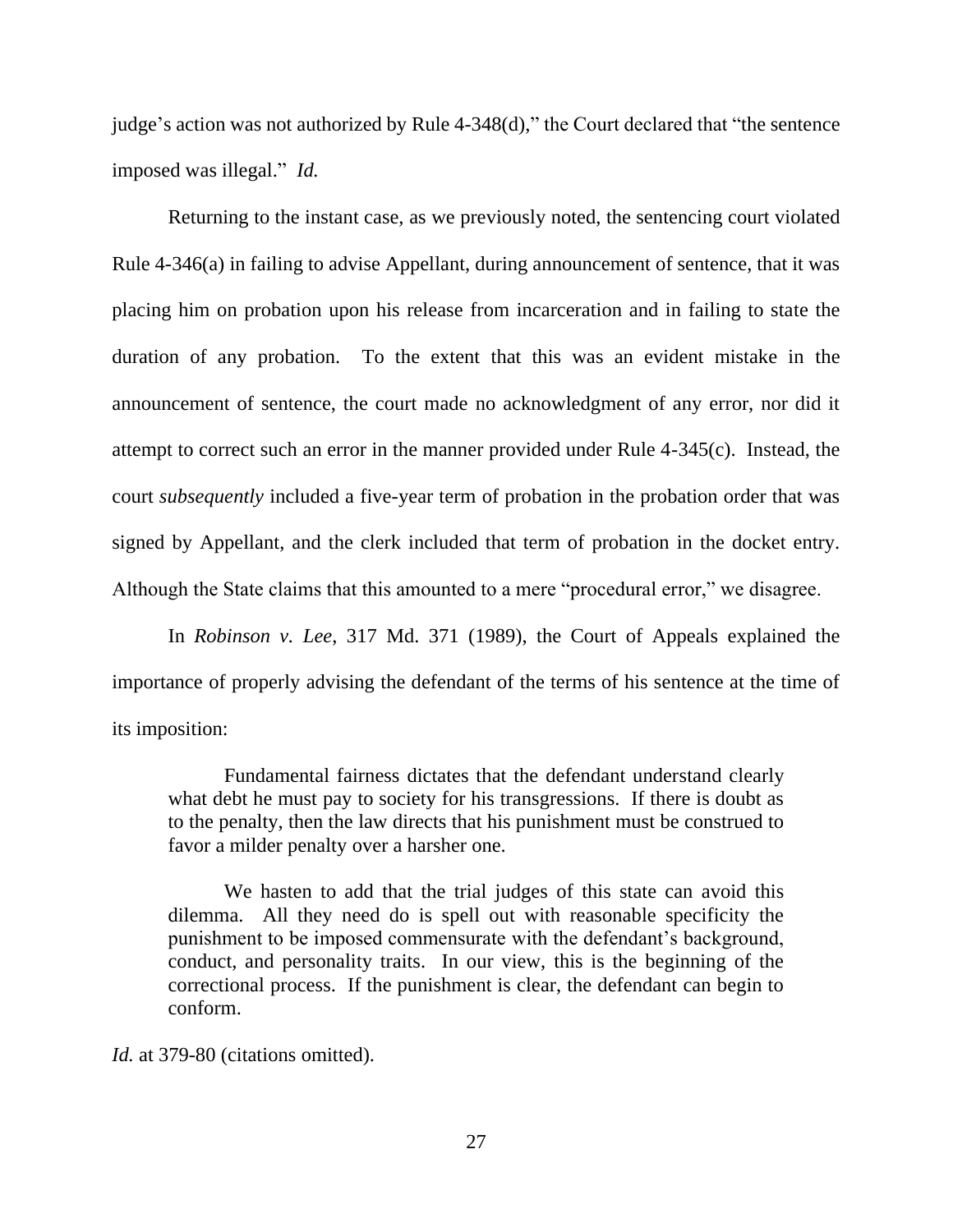judge's action was not authorized by Rule 4-348(d)," the Court declared that "the sentence imposed was illegal." *Id.*

Returning to the instant case, as we previously noted, the sentencing court violated Rule 4-346(a) in failing to advise Appellant, during announcement of sentence, that it was placing him on probation upon his release from incarceration and in failing to state the duration of any probation. To the extent that this was an evident mistake in the announcement of sentence, the court made no acknowledgment of any error, nor did it attempt to correct such an error in the manner provided under Rule 4-345(c). Instead, the court *subsequently* included a five-year term of probation in the probation order that was signed by Appellant, and the clerk included that term of probation in the docket entry. Although the State claims that this amounted to a mere "procedural error," we disagree.

In *Robinson v. Lee*, 317 Md. 371 (1989), the Court of Appeals explained the importance of properly advising the defendant of the terms of his sentence at the time of its imposition:

> Fundamental fairness dictates that the defendant understand clearly what debt he must pay to society for his transgressions. If there is doubt as to the penalty, then the law directs that his punishment must be construed to favor a milder penalty over a harsher one.
>
> We hasten to add that the trial judges of this state can avoid this dilemma. All they need do is spell out with reasonable specificity the punishment to be imposed commensurate with the defendant's background, conduct, and personality traits. In our view, this is the beginning of the correctional process. If the punishment is clear, the defendant can begin to conform.

*Id.* at 379-80 (citations omitted).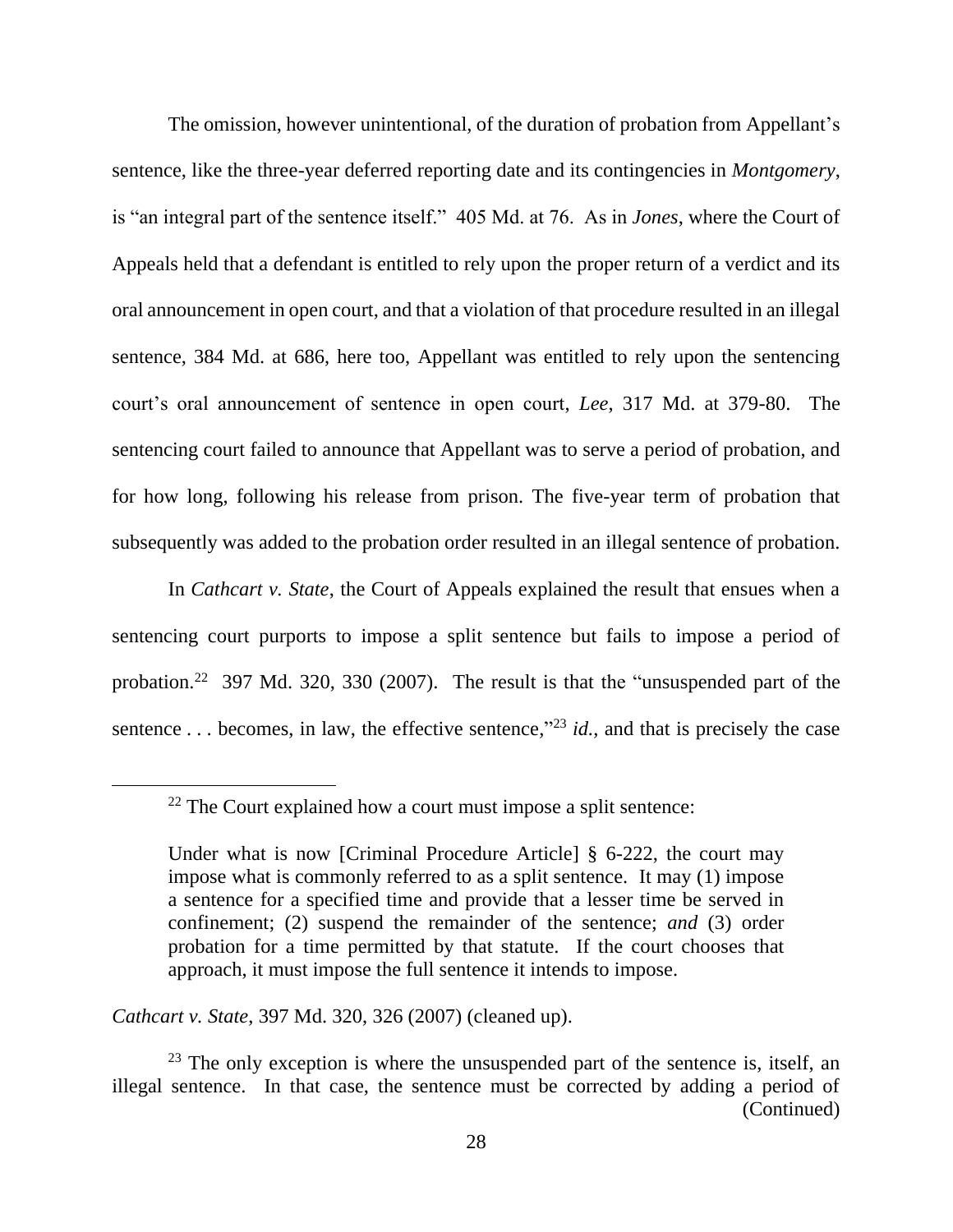The omission, however unintentional, of the duration of probation from Appellant's sentence, like the three-year deferred reporting date and its contingencies in *Montgomery*, is "an integral part of the sentence itself." 405 Md. at 76. As in *Jones*, where the Court of Appeals held that a defendant is entitled to rely upon the proper return of a verdict and its oral announcement in open court, and that a violation of that procedure resulted in an illegal sentence, 384 Md. at 686, here too, Appellant was entitled to rely upon the sentencing court's oral announcement of sentence in open court, *Lee*, 317 Md. at 379-80. The sentencing court failed to announce that Appellant was to serve a period of probation, and for how long, following his release from prison. The five-year term of probation that subsequently was added to the probation order resulted in an illegal sentence of probation.

In *Cathcart v. State*, the Court of Appeals explained the result that ensues when a sentencing court purports to impose a split sentence but fails to impose a period of probation.[22] 397 Md. 320, 330 (2007). The result is that the "unsuspended part of the sentence . . . becomes, in law, the effective sentence,"[23] *id.*, and that is precisely the case

---

[22] The Court explained how a court must impose a split sentence:

> Under what is now [Criminal Procedure Article] § 6-222, the court may impose what is commonly referred to as a split sentence. It may (1) impose a sentence for a specified time and provide that a lesser time be served in confinement; (2) suspend the remainder of the sentence; *and* (3) order probation for a time permitted by that statute. If the court chooses that approach, it must impose the full sentence it intends to impose.

*Cathcart v. State*, 397 Md. 320, 326 (2007) (cleaned up).

[23] The only exception is where the unsuspended part of the sentence is, itself, an illegal sentence. In that case, the sentence must be corrected by adding a period of (Continued)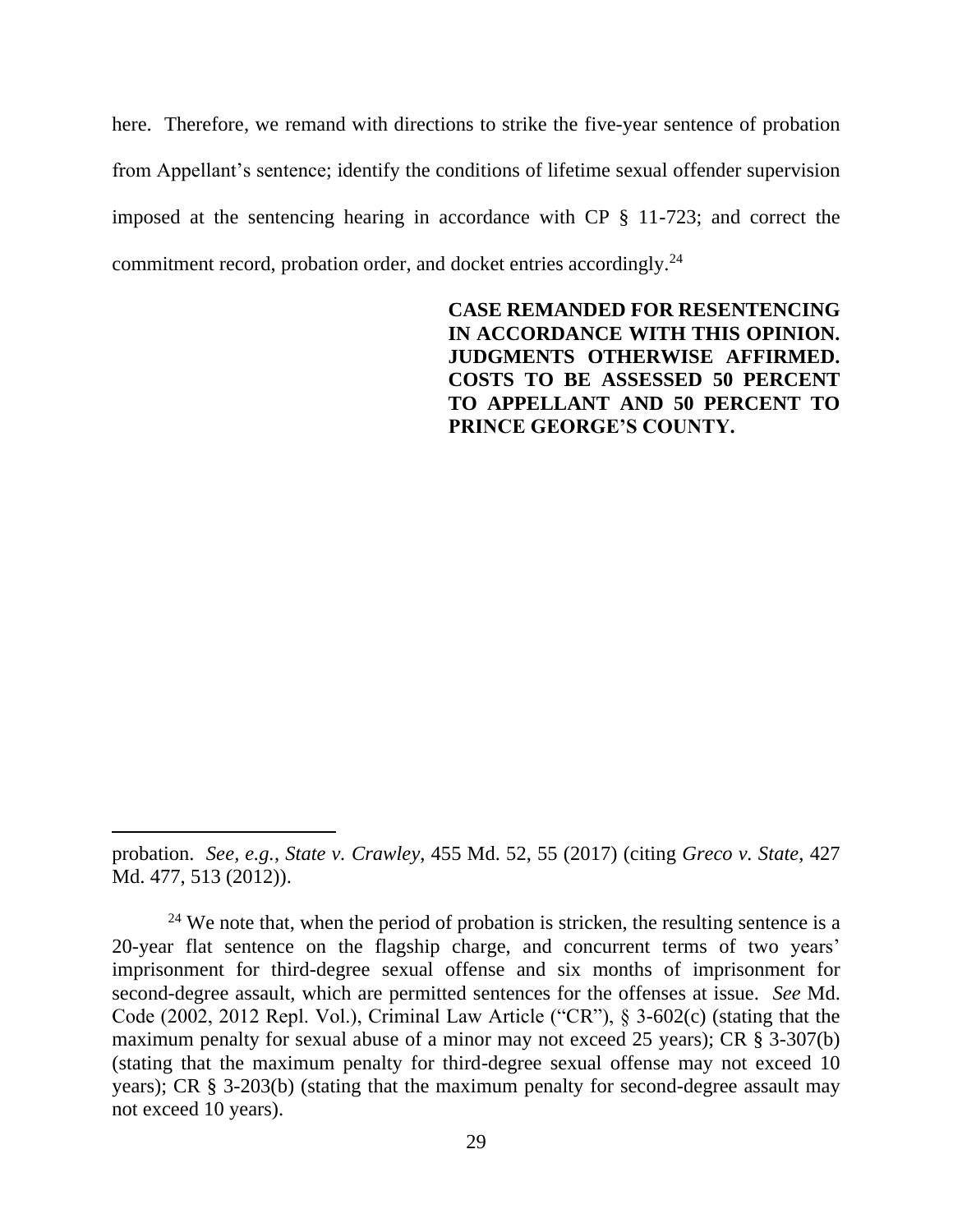here. Therefore, we remand with directions to strike the five-year sentence of probation from Appellant's sentence; identify the conditions of lifetime sexual offender supervision imposed at the sentencing hearing in accordance with CP § 11-723; and correct the commitment record, probation order, and docket entries accordingly.[24]

**CASE REMANDED FOR RESENTENCING IN ACCORDANCE WITH THIS OPINION. JUDGMENTS OTHERWISE AFFIRMED. COSTS TO BE ASSESSED 50 PERCENT TO APPELLANT AND 50 PERCENT TO PRINCE GEORGE'S COUNTY.**

---

probation. *See, e.g.*, *State v. Crawley*, 455 Md. 52, 55 (2017) (citing *Greco v. State*, 427 Md. 477, 513 (2012)).

[24] We note that, when the period of probation is stricken, the resulting sentence is a 20-year flat sentence on the flagship charge, and concurrent terms of two years' imprisonment for third-degree sexual offense and six months of imprisonment for second-degree assault, which are permitted sentences for the offenses at issue. *See* Md. Code (2002, 2012 Repl. Vol.), Criminal Law Article ("CR"), § 3-602(c) (stating that the maximum penalty for sexual abuse of a minor may not exceed 25 years); CR § 3-307(b) (stating that the maximum penalty for third-degree sexual offense may not exceed 10 years); CR § 3-203(b) (stating that the maximum penalty for second-degree assault may not exceed 10 years).